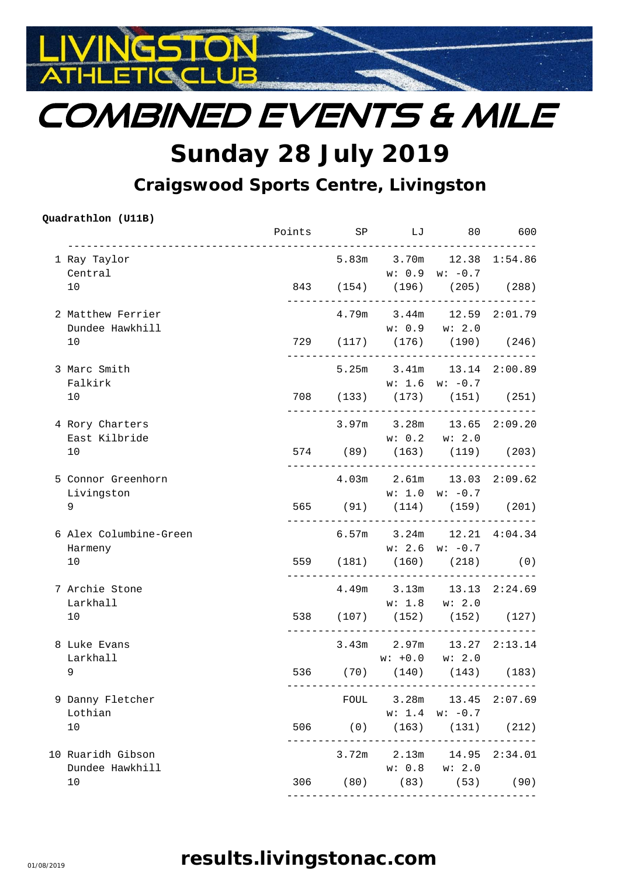# LIVINGSTON ATHLETIC CLUB

# COMBINED EVENTS & MILE

## Sunday 28 July 2019

### Craigswood Sports Centre, Livingston

**Quadrathlon (U11B)**

| Pos | Name / Club / Age | Points | SP | LJ | 80 | 600 |
|---|---|---|---|---|---|---|
| 1 | Ray Taylor<br>Central<br>10 | 843 | 5.83m<br>(154) | 3.70m<br>w: 0.9<br>(196) | 12.38<br>w: -0.7<br>(205) | 1:54.86<br>(288) |
| 2 | Matthew Ferrier<br>Dundee Hawkhill<br>10 | 729 | 4.79m<br>(117) | 3.44m<br>w: 0.9<br>(176) | 12.59<br>w: 2.0<br>(190) | 2:01.79<br>(246) |
| 3 | Marc Smith<br>Falkirk<br>10 | 708 | 5.25m<br>(133) | 3.41m<br>w: 1.6<br>(173) | 13.14<br>w: -0.7<br>(151) | 2:00.89<br>(251) |
| 4 | Rory Charters<br>East Kilbride<br>10 | 574 | 3.97m<br>(89) | 3.28m<br>w: 0.2<br>(163) | 13.65<br>w: 2.0<br>(119) | 2:09.20<br>(203) |
| 5 | Connor Greenhorn<br>Livingston<br>9 | 565 | 4.03m<br>(91) | 2.61m<br>w: 1.0<br>(114) | 13.03<br>w: -0.7<br>(159) | 2:09.62<br>(201) |
| 6 | Alex Columbine-Green<br>Harmeny<br>10 | 559 | 6.57m<br>(181) | 3.24m<br>w: 2.6<br>(160) | 12.21<br>w: -0.7<br>(218) | 4:04.34<br>(0) |
| 7 | Archie Stone<br>Larkhall<br>10 | 538 | 4.49m<br>(107) | 3.13m<br>w: 1.8<br>(152) | 13.13<br>w: 2.0<br>(152) | 2:24.69<br>(127) |
| 8 | Luke Evans<br>Larkhall<br>9 | 536 | 3.43m<br>(70) | 2.97m<br>w: +0.0<br>(140) | 13.27<br>w: 2.0<br>(143) | 2:13.14<br>(183) |
| 9 | Danny Fletcher<br>Lothian<br>10 | 506 | FOUL<br>(0) | 3.28m<br>w: 1.4<br>(163) | 13.45<br>w: -0.7<br>(131) | 2:07.69<br>(212) |
| 10 | Ruaridh Gibson<br>Dundee Hawkhill<br>10 | 306 | 3.72m<br>(80) | 2.13m<br>w: 0.8<br>(83) | 14.95<br>w: 2.0<br>(53) | 2:34.01<br>(90) |

01/08/2019

**results.livingstonac.com**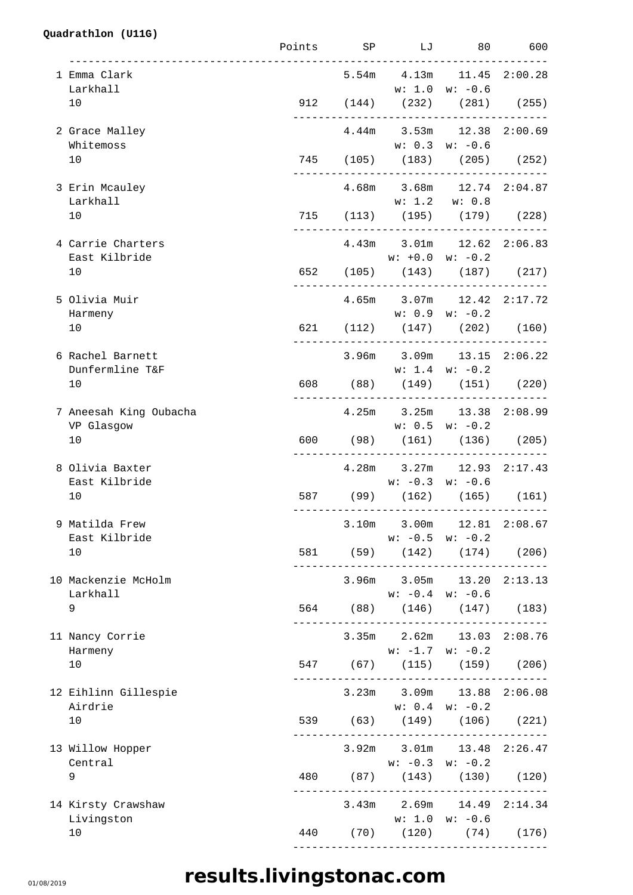**Quadrathlon (U11G)**

| | Points | SP | LJ | 80 | 600 |
|---|---|---|---|---|---|
| 1 Emma Clark | | 5.54m | 4.13m | 11.45 | 2:00.28 |
| Larkhall | | | w: 1.0 | w: -0.6 | |
| 10 | 912 | (144) | (232) | (281) | (255) |
| 2 Grace Malley | | 4.44m | 3.53m | 12.38 | 2:00.69 |
| Whitemoss | | | w: 0.3 | w: -0.6 | |
| 10 | 745 | (105) | (183) | (205) | (252) |
| 3 Erin Mcauley | | 4.68m | 3.68m | 12.74 | 2:04.87 |
| Larkhall | | | w: 1.2 | w: 0.8 | |
| 10 | 715 | (113) | (195) | (179) | (228) |
| 4 Carrie Charters | | 4.43m | 3.01m | 12.62 | 2:06.83 |
| East Kilbride | | | w: +0.0 | w: -0.2 | |
| 10 | 652 | (105) | (143) | (187) | (217) |
| 5 Olivia Muir | | 4.65m | 3.07m | 12.42 | 2:17.72 |
| Harmeny | | | w: 0.9 | w: -0.2 | |
| 10 | 621 | (112) | (147) | (202) | (160) |
| 6 Rachel Barnett | | 3.96m | 3.09m | 13.15 | 2:06.22 |
| Dunfermline T&F | | | w: 1.4 | w: -0.2 | |
| 10 | 608 | (88) | (149) | (151) | (220) |
| 7 Aneesah King Oubacha | | 4.25m | 3.25m | 13.38 | 2:08.99 |
| VP Glasgow | | | w: 0.5 | w: -0.2 | |
| 10 | 600 | (98) | (161) | (136) | (205) |
| 8 Olivia Baxter | | 4.28m | 3.27m | 12.93 | 2:17.43 |
| East Kilbride | | | w: -0.3 | w: -0.6 | |
| 10 | 587 | (99) | (162) | (165) | (161) |
| 9 Matilda Frew | | 3.10m | 3.00m | 12.81 | 2:08.67 |
| East Kilbride | | | w: -0.5 | w: -0.2 | |
| 10 | 581 | (59) | (142) | (174) | (206) |
| 10 Mackenzie McHolm | | 3.96m | 3.05m | 13.20 | 2:13.13 |
| Larkhall | | | w: -0.4 | w: -0.6 | |
| 9 | 564 | (88) | (146) | (147) | (183) |
| 11 Nancy Corrie | | 3.35m | 2.62m | 13.03 | 2:08.76 |
| Harmeny | | | w: -1.7 | w: -0.2 | |
| 10 | 547 | (67) | (115) | (159) | (206) |
| 12 Eihlinn Gillespie | | 3.23m | 3.09m | 13.88 | 2:06.08 |
| Airdrie | | | w: 0.4 | w: -0.2 | |
| 10 | 539 | (63) | (149) | (106) | (221) |
| 13 Willow Hopper | | 3.92m | 3.01m | 13.48 | 2:26.47 |
| Central | | | w: -0.3 | w: -0.2 | |
| 9 | 480 | (87) | (143) | (130) | (120) |
| 14 Kirsty Crawshaw | | 3.43m | 2.69m | 14.49 | 2:14.34 |
| Livingston | | | w: 1.0 | w: -0.6 | |
| 10 | 440 | (70) | (120) | (74) | (176) |

01/08/2019 **results.livingstonac.com**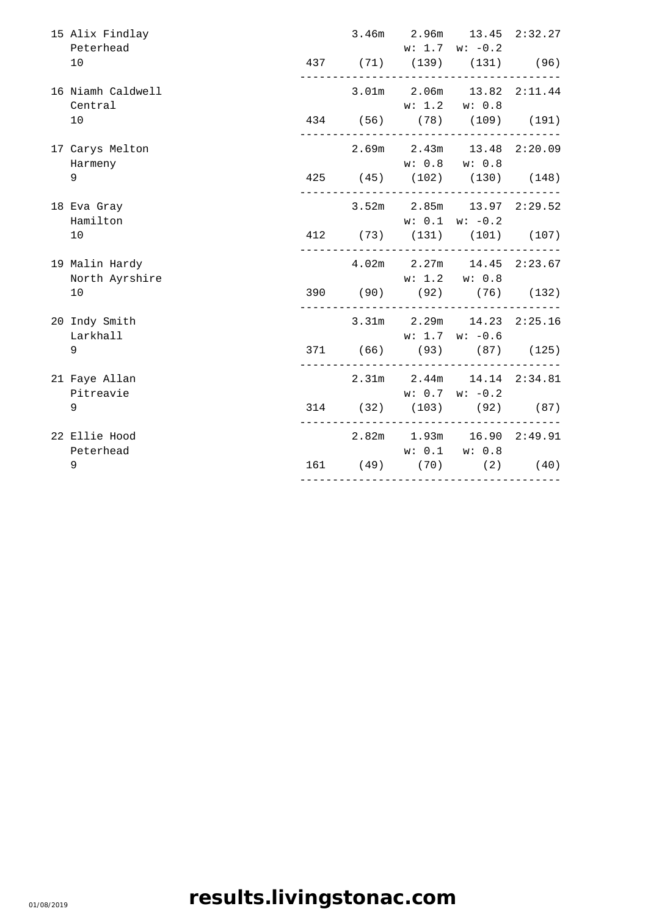```
15 Alix Findlay                          3.46m   2.96m   13.45  2:32.27
   Peterhead                                     w: 1.7  w: -0.2
   10                             437    (71)   (139)   (131)     (96)
                                  ----------------------------------------
16 Niamh Caldwell                        3.01m   2.06m   13.82  2:11.44
   Central                                       w: 1.2  w: 0.8
   10                             434    (56)    (78)   (109)    (191)
                                  ----------------------------------------
17 Carys Melton                          2.69m   2.43m   13.48  2:20.09
   Harmeny                                       w: 0.8  w: 0.8
   9                              425    (45)   (102)   (130)    (148)
                                  ----------------------------------------
18 Eva Gray                              3.52m   2.85m   13.97  2:29.52
   Hamilton                                      w: 0.1  w: -0.2
   10                             412    (73)   (131)   (101)    (107)
                                  ----------------------------------------
19 Malin Hardy                           4.02m   2.27m   14.45  2:23.67
   North Ayrshire                                w: 1.2  w: 0.8
   10                             390    (90)    (92)    (76)    (132)
                                  ----------------------------------------
20 Indy Smith                            3.31m   2.29m   14.23  2:25.16
   Larkhall                                      w: 1.7  w: -0.6
   9                              371    (66)    (93)    (87)    (125)
                                  ----------------------------------------
21 Faye Allan                            2.31m   2.44m   14.14  2:34.81
   Pitreavie                                     w: 0.7  w: -0.2
   9                              314    (32)   (103)    (92)     (87)
                                  ----------------------------------------
22 Ellie Hood                            2.82m   1.93m   16.90  2:49.91
   Peterhead                                     w: 0.1  w: 0.8
   9                              161    (49)    (70)     (2)     (40)
                                  ----------------------------------------
```

01/08/2019 **results.livingstonac.com**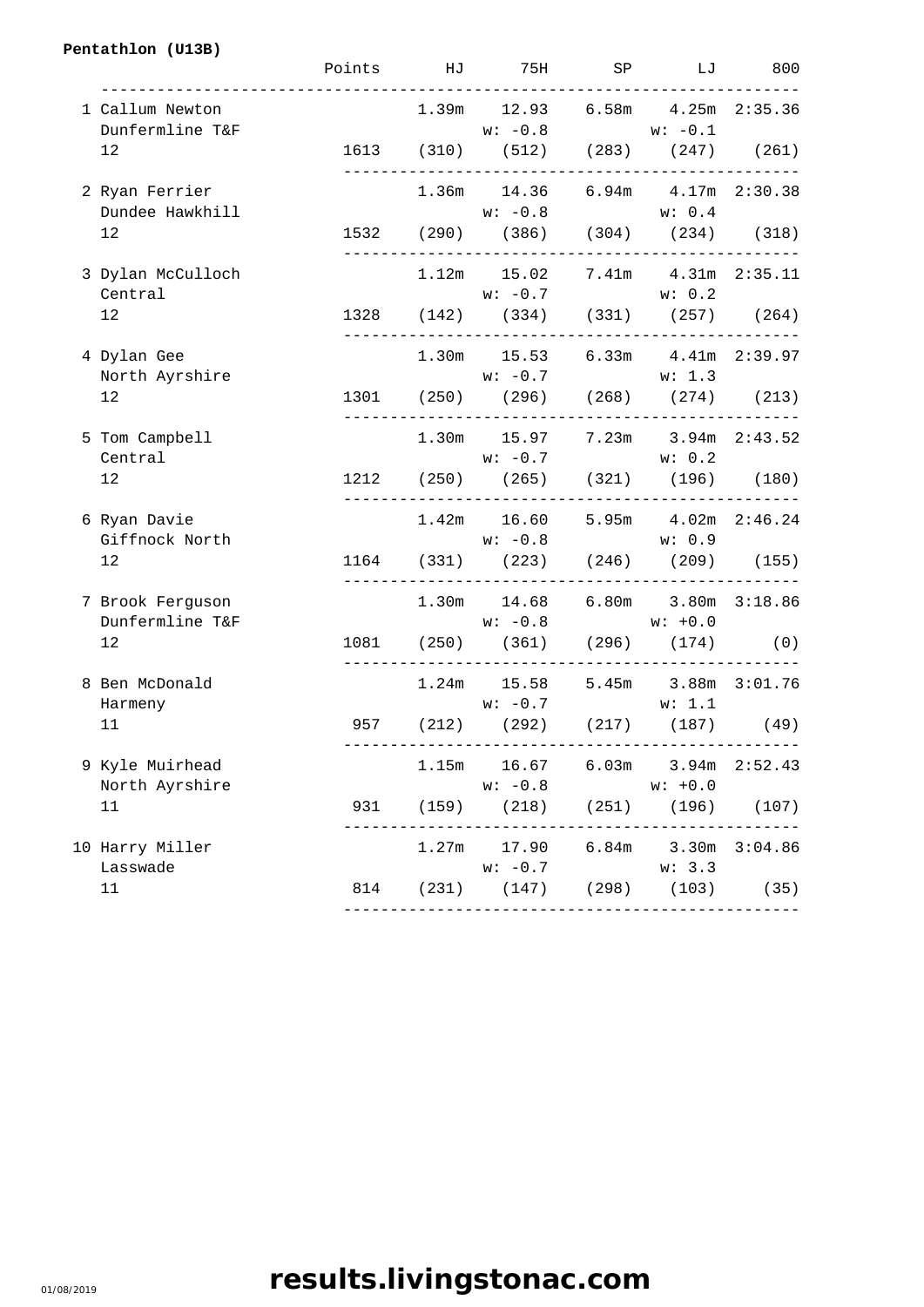**Pentathlon (U13B)**

| | Points | HJ | 75H | SP | LJ | 800 |
|---|---|---|---|---|---|---|
| 1 Callum Newton | | 1.39m | 12.93 | 6.58m | 4.25m | 2:35.36 |
| Dunfermline T&F | | | w: -0.8 | | w: -0.1 | |
| 12 | 1613 | (310) | (512) | (283) | (247) | (261) |
| 2 Ryan Ferrier | | 1.36m | 14.36 | 6.94m | 4.17m | 2:30.38 |
| Dundee Hawkhill | | | w: -0.8 | | w: 0.4 | |
| 12 | 1532 | (290) | (386) | (304) | (234) | (318) |
| 3 Dylan McCulloch | | 1.12m | 15.02 | 7.41m | 4.31m | 2:35.11 |
| Central | | | w: -0.7 | | w: 0.2 | |
| 12 | 1328 | (142) | (334) | (331) | (257) | (264) |
| 4 Dylan Gee | | 1.30m | 15.53 | 6.33m | 4.41m | 2:39.97 |
| North Ayrshire | | | w: -0.7 | | w: 1.3 | |
| 12 | 1301 | (250) | (296) | (268) | (274) | (213) |
| 5 Tom Campbell | | 1.30m | 15.97 | 7.23m | 3.94m | 2:43.52 |
| Central | | | w: -0.7 | | w: 0.2 | |
| 12 | 1212 | (250) | (265) | (321) | (196) | (180) |
| 6 Ryan Davie | | 1.42m | 16.60 | 5.95m | 4.02m | 2:46.24 |
| Giffnock North | | | w: -0.8 | | w: 0.9 | |
| 12 | 1164 | (331) | (223) | (246) | (209) | (155) |
| 7 Brook Ferguson | | 1.30m | 14.68 | 6.80m | 3.80m | 3:18.86 |
| Dunfermline T&F | | | w: -0.8 | | w: +0.0 | |
| 12 | 1081 | (250) | (361) | (296) | (174) | (0) |
| 8 Ben McDonald | | 1.24m | 15.58 | 5.45m | 3.88m | 3:01.76 |
| Harmeny | | | w: -0.7 | | w: 1.1 | |
| 11 | 957 | (212) | (292) | (217) | (187) | (49) |
| 9 Kyle Muirhead | | 1.15m | 16.67 | 6.03m | 3.94m | 2:52.43 |
| North Ayrshire | | | w: -0.8 | | w: +0.0 | |
| 11 | 931 | (159) | (218) | (251) | (196) | (107) |
| 10 Harry Miller | | 1.27m | 17.90 | 6.84m | 3.30m | 3:04.86 |
| Lasswade | | | w: -0.7 | | w: 3.3 | |
| 11 | 814 | (231) | (147) | (298) | (103) | (35) |

01/08/2019 **results.livingstonac.com**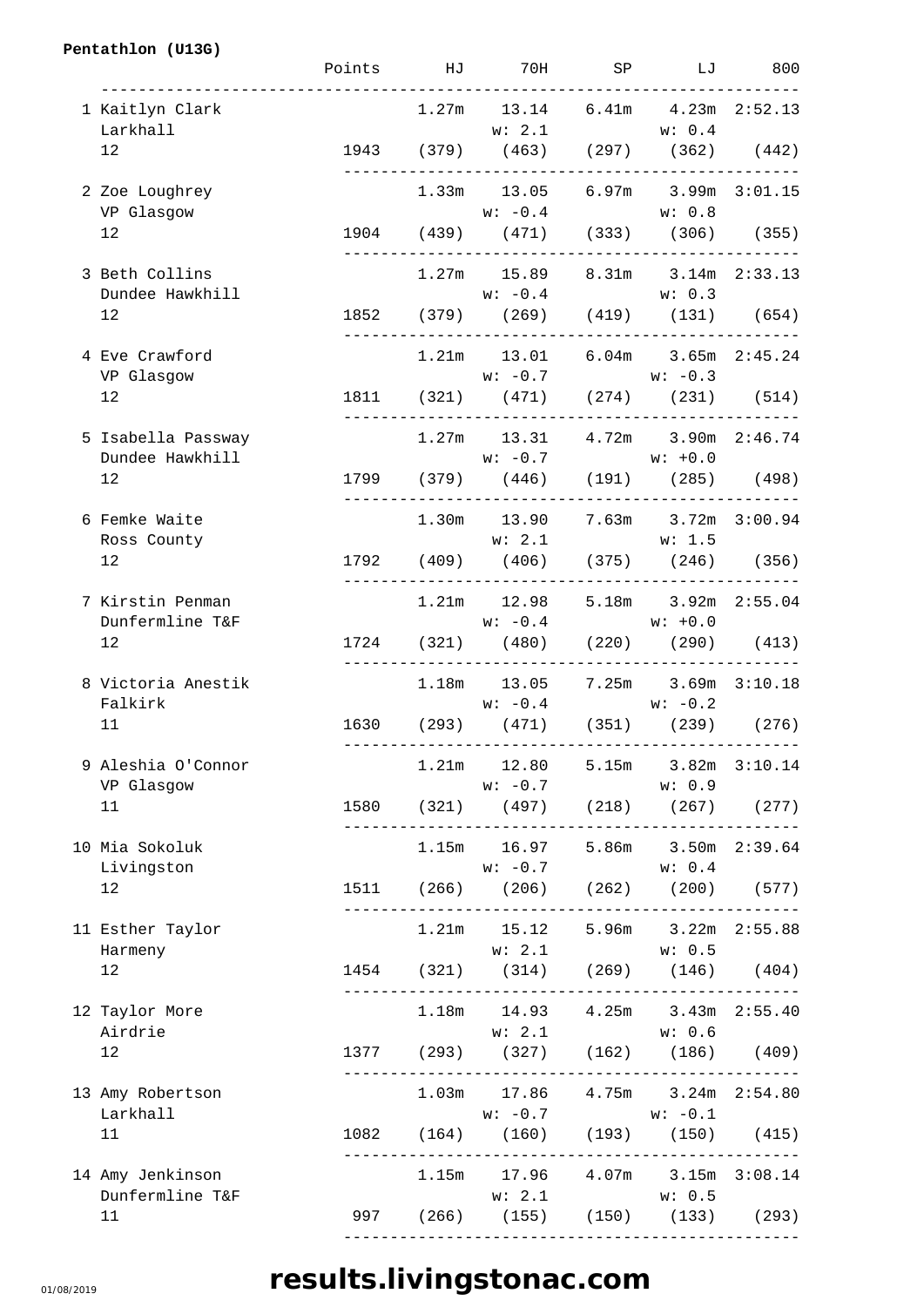**Pentathlon (U13G)**

| Pos | Name / Club / Age | Points | HJ | 70H | SP | LJ | 800 |
|---|---|---|---|---|---|---|---|
| 1 | Kaitlyn Clark | | 1.27m | 13.14 | 6.41m | 4.23m | 2:52.13 |
| | Larkhall | | | w: 2.1 | | w: 0.4 | |
| | 12 | 1943 | (379) | (463) | (297) | (362) | (442) |
| 2 | Zoe Loughrey | | 1.33m | 13.05 | 6.97m | 3.99m | 3:01.15 |
| | VP Glasgow | | | w: -0.4 | | w: 0.8 | |
| | 12 | 1904 | (439) | (471) | (333) | (306) | (355) |
| 3 | Beth Collins | | 1.27m | 15.89 | 8.31m | 3.14m | 2:33.13 |
| | Dundee Hawkhill | | | w: -0.4 | | w: 0.3 | |
| | 12 | 1852 | (379) | (269) | (419) | (131) | (654) |
| 4 | Eve Crawford | | 1.21m | 13.01 | 6.04m | 3.65m | 2:45.24 |
| | VP Glasgow | | | w: -0.7 | | w: -0.3 | |
| | 12 | 1811 | (321) | (471) | (274) | (231) | (514) |
| 5 | Isabella Passway | | 1.27m | 13.31 | 4.72m | 3.90m | 2:46.74 |
| | Dundee Hawkhill | | | w: -0.7 | | w: +0.0 | |
| | 12 | 1799 | (379) | (446) | (191) | (285) | (498) |
| 6 | Femke Waite | | 1.30m | 13.90 | 7.63m | 3.72m | 3:00.94 |
| | Ross County | | | w: 2.1 | | w: 1.5 | |
| | 12 | 1792 | (409) | (406) | (375) | (246) | (356) |
| 7 | Kirstin Penman | | 1.21m | 12.98 | 5.18m | 3.92m | 2:55.04 |
| | Dunfermline T&F | | | w: -0.4 | | w: +0.0 | |
| | 12 | 1724 | (321) | (480) | (220) | (290) | (413) |
| 8 | Victoria Anestik | | 1.18m | 13.05 | 7.25m | 3.69m | 3:10.18 |
| | Falkirk | | | w: -0.4 | | w: -0.2 | |
| | 11 | 1630 | (293) | (471) | (351) | (239) | (276) |
| 9 | Aleshia O'Connor | | 1.21m | 12.80 | 5.15m | 3.82m | 3:10.14 |
| | VP Glasgow | | | w: -0.7 | | w: 0.9 | |
| | 11 | 1580 | (321) | (497) | (218) | (267) | (277) |
| 10 | Mia Sokoluk | | 1.15m | 16.97 | 5.86m | 3.50m | 2:39.64 |
| | Livingston | | | w: -0.7 | | w: 0.4 | |
| | 12 | 1511 | (266) | (206) | (262) | (200) | (577) |
| 11 | Esther Taylor | | 1.21m | 15.12 | 5.96m | 3.22m | 2:55.88 |
| | Harmeny | | | w: 2.1 | | w: 0.5 | |
| | 12 | 1454 | (321) | (314) | (269) | (146) | (404) |
| 12 | Taylor More | | 1.18m | 14.93 | 4.25m | 3.43m | 2:55.40 |
| | Airdrie | | | w: 2.1 | | w: 0.6 | |
| | 12 | 1377 | (293) | (327) | (162) | (186) | (409) |
| 13 | Amy Robertson | | 1.03m | 17.86 | 4.75m | 3.24m | 2:54.80 |
| | Larkhall | | | w: -0.7 | | w: -0.1 | |
| | 11 | 1082 | (164) | (160) | (193) | (150) | (415) |
| 14 | Amy Jenkinson | | 1.15m | 17.96 | 4.07m | 3.15m | 3:08.14 |
| | Dunfermline T&F | | | w: 2.1 | | w: 0.5 | |
| | 11 | 997 | (266) | (155) | (150) | (133) | (293) |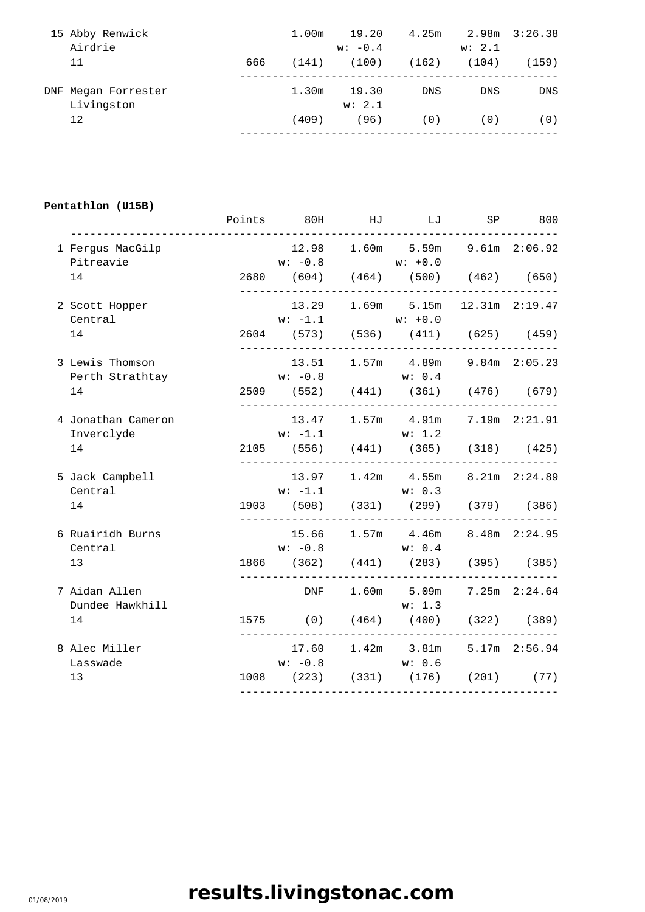| | | | | | | |
|---|---|---|---|---|---|---|
| 15 Abby Renwick | | 1.00m | 19.20 | 4.25m | 2.98m | 3:26.38 |
| Airdrie | | | w: -0.4 | | w: 2.1 | |
| 11 | 666 | (141) | (100) | (162) | (104) | (159) |
| DNF Megan Forrester | | 1.30m | 19.30 | DNS | DNS | DNS |
| Livingston | | | w: 2.1 | | | |
| 12 | | (409) | (96) | (0) | (0) | (0) |

**Pentathlon (U15B)**

| | Points | 80H | HJ | LJ | SP | 800 |
|---|---|---|---|---|---|---|
| 1 Fergus MacGilp | | 12.98 | 1.60m | 5.59m | 9.61m | 2:06.92 |
| Pitreavie | | w: -0.8 | | w: +0.0 | | |
| 14 | 2680 | (604) | (464) | (500) | (462) | (650) |
| 2 Scott Hopper | | 13.29 | 1.69m | 5.15m | 12.31m | 2:19.47 |
| Central | | w: -1.1 | | w: +0.0 | | |
| 14 | 2604 | (573) | (536) | (411) | (625) | (459) |
| 3 Lewis Thomson | | 13.51 | 1.57m | 4.89m | 9.84m | 2:05.23 |
| Perth Strathtay | | w: -0.8 | | w: 0.4 | | |
| 14 | 2509 | (552) | (441) | (361) | (476) | (679) |
| 4 Jonathan Cameron | | 13.47 | 1.57m | 4.91m | 7.19m | 2:21.91 |
| Inverclyde | | w: -1.1 | | w: 1.2 | | |
| 14 | 2105 | (556) | (441) | (365) | (318) | (425) |
| 5 Jack Campbell | | 13.97 | 1.42m | 4.55m | 8.21m | 2:24.89 |
| Central | | w: -1.1 | | w: 0.3 | | |
| 14 | 1903 | (508) | (331) | (299) | (379) | (386) |
| 6 Ruairidh Burns | | 15.66 | 1.57m | 4.46m | 8.48m | 2:24.95 |
| Central | | w: -0.8 | | w: 0.4 | | |
| 13 | 1866 | (362) | (441) | (283) | (395) | (385) |
| 7 Aidan Allen | | DNF | 1.60m | 5.09m | 7.25m | 2:24.64 |
| Dundee Hawkhill | | | | w: 1.3 | | |
| 14 | 1575 | (0) | (464) | (400) | (322) | (389) |
| 8 Alec Miller | | 17.60 | 1.42m | 3.81m | 5.17m | 2:56.94 |
| Lasswade | | w: -0.8 | | w: 0.6 | | |
| 13 | 1008 | (223) | (331) | (176) | (201) | (77) |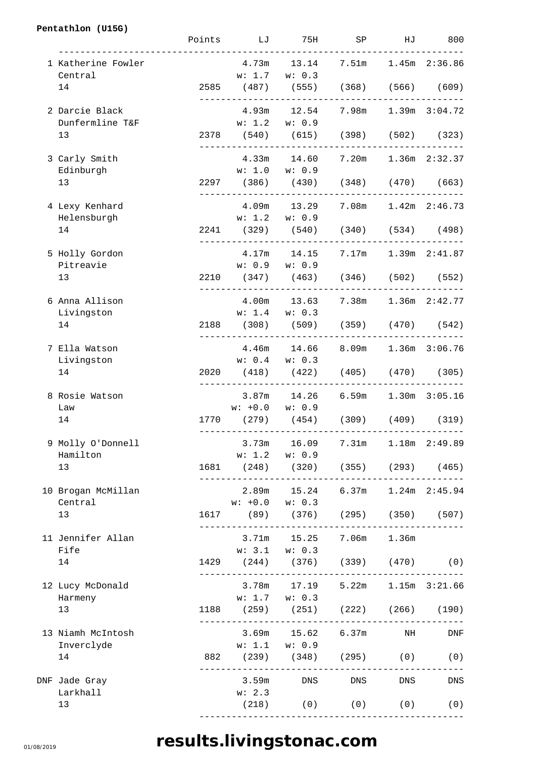**Pentathlon (U15G)**

| | Points | LJ | 75H | SP | HJ | 800 |
|---|---|---|---|---|---|---|
| 1 Katherine Fowler<br>Central<br>14 | 2585 | 4.73m<br>w: 1.7<br>(487) | 13.14<br>w: 0.3<br>(555) | 7.51m<br>(368) | 1.45m<br>(566) | 2:36.86<br>(609) |
| 2 Darcie Black<br>Dunfermline T&F<br>13 | 2378 | 4.93m<br>w: 1.2<br>(540) | 12.54<br>w: 0.9<br>(615) | 7.98m<br>(398) | 1.39m<br>(502) | 3:04.72<br>(323) |
| 3 Carly Smith<br>Edinburgh<br>13 | 2297 | 4.33m<br>w: 1.0<br>(386) | 14.60<br>w: 0.9<br>(430) | 7.20m<br>(348) | 1.36m<br>(470) | 2:32.37<br>(663) |
| 4 Lexy Kenhard<br>Helensburgh<br>14 | 2241 | 4.09m<br>w: 1.2<br>(329) | 13.29<br>w: 0.9<br>(540) | 7.08m<br>(340) | 1.42m<br>(534) | 2:46.73<br>(498) |
| 5 Holly Gordon<br>Pitreavie<br>13 | 2210 | 4.17m<br>w: 0.9<br>(347) | 14.15<br>w: 0.9<br>(463) | 7.17m<br>(346) | 1.39m<br>(502) | 2:41.87<br>(552) |
| 6 Anna Allison<br>Livingston<br>14 | 2188 | 4.00m<br>w: 1.4<br>(308) | 13.63<br>w: 0.3<br>(509) | 7.38m<br>(359) | 1.36m<br>(470) | 2:42.77<br>(542) |
| 7 Ella Watson<br>Livingston<br>14 | 2020 | 4.46m<br>w: 0.4<br>(418) | 14.66<br>w: 0.3<br>(422) | 8.09m<br>(405) | 1.36m<br>(470) | 3:06.76<br>(305) |
| 8 Rosie Watson<br>Law<br>14 | 1770 | 3.87m<br>w: +0.0<br>(279) | 14.26<br>w: 0.9<br>(454) | 6.59m<br>(309) | 1.30m<br>(409) | 3:05.16<br>(319) |
| 9 Molly O'Donnell<br>Hamilton<br>13 | 1681 | 3.73m<br>w: 1.2<br>(248) | 16.09<br>w: 0.9<br>(320) | 7.31m<br>(355) | 1.18m<br>(293) | 2:49.89<br>(465) |
| 10 Brogan McMillan<br>Central<br>13 | 1617 | 2.89m<br>w: +0.0<br>(89) | 15.24<br>w: 0.3<br>(376) | 6.37m<br>(295) | 1.24m<br>(350) | 2:45.94<br>(507) |
| 11 Jennifer Allan<br>Fife<br>14 | 1429 | 3.71m<br>w: 3.1<br>(244) | 15.25<br>w: 0.3<br>(376) | 7.06m<br>(339) | 1.36m<br>(470) | (0) |
| 12 Lucy McDonald<br>Harmeny<br>13 | 1188 | 3.78m<br>w: 1.7<br>(259) | 17.19<br>w: 0.3<br>(251) | 5.22m<br>(222) | 1.15m<br>(266) | 3:21.66<br>(190) |
| 13 Niamh McIntosh<br>Inverclyde<br>14 | 882 | 3.69m<br>w: 1.1<br>(239) | 15.62<br>w: 0.9<br>(348) | 6.37m<br>(295) | NH<br>(0) | DNF<br>(0) |
| DNF Jade Gray<br>Larkhall<br>13 | | 3.59m<br>w: 2.3<br>(218) | DNS<br>(0) | DNS<br>(0) | DNS<br>(0) | DNS<br>(0) |

01/08/2019

**results.livingstonac.com**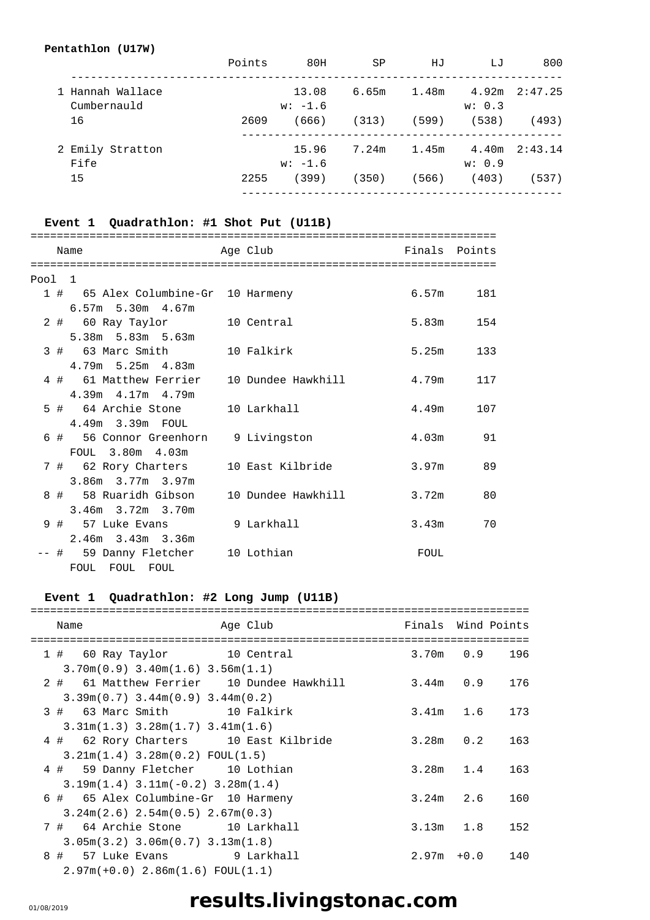**Pentathlon (U17W)**

| | Points | 80H | SP | HJ | LJ | 800 |
|---|---|---|---|---|---|---|
| 1 Hannah Wallace | | 13.08 | 6.65m | 1.48m | 4.92m | 2:47.25 |
| Cumbernauld | | w: -1.6 | | | w: 0.3 | |
| 16 | 2609 | (666) | (313) | (599) | (538) | (493) |
| 2 Emily Stratton | | 15.96 | 7.24m | 1.45m | 4.40m | 2:43.14 |
| Fife | | w: -1.6 | | | w: 0.9 | |
| 15 | 2255 | (399) | (350) | (566) | (403) | (537) |

**Event 1 Quadrathlon: #1 Shot Put (U11B)**

| | Name | Age | Club | Finals | Points |
|---|---|---|---|---|---|
| Pool 1 | | | | | |
| 1 # | 65 Alex Columbine-Gr | 10 | Harmeny | 6.57m | 181 |
| | 6.57m 5.30m 4.67m | | | | |
| 2 # | 60 Ray Taylor | 10 | Central | 5.83m | 154 |
| | 5.38m 5.83m 5.63m | | | | |
| 3 # | 63 Marc Smith | 10 | Falkirk | 5.25m | 133 |
| | 4.79m 5.25m 4.83m | | | | |
| 4 # | 61 Matthew Ferrier | 10 | Dundee Hawkhill | 4.79m | 117 |
| | 4.39m 4.17m 4.79m | | | | |
| 5 # | 64 Archie Stone | 10 | Larkhall | 4.49m | 107 |
| | 4.49m 3.39m FOUL | | | | |
| 6 # | 56 Connor Greenhorn | 9 | Livingston | 4.03m | 91 |
| | FOUL 3.80m 4.03m | | | | |
| 7 # | 62 Rory Charters | 10 | East Kilbride | 3.97m | 89 |
| | 3.86m 3.77m 3.97m | | | | |
| 8 # | 58 Ruaridh Gibson | 10 | Dundee Hawkhill | 3.72m | 80 |
| | 3.46m 3.72m 3.70m | | | | |
| 9 # | 57 Luke Evans | 9 | Larkhall | 3.43m | 70 |
| | 2.46m 3.43m 3.36m | | | | |
| -- # | 59 Danny Fletcher | 10 | Lothian | FOUL | |
| | FOUL FOUL FOUL | | | | |

**Event 1 Quadrathlon: #2 Long Jump (U11B)**

| | Name | Age | Club | Finals | Wind | Points |
|---|---|---|---|---|---|---|
| 1 # | 60 Ray Taylor | 10 | Central | 3.70m | 0.9 | 196 |
| | 3.70m(0.9) 3.40m(1.6) 3.56m(1.1) | | | | | |
| 2 # | 61 Matthew Ferrier | 10 | Dundee Hawkhill | 3.44m | 0.9 | 176 |
| | 3.39m(0.7) 3.44m(0.9) 3.44m(0.2) | | | | | |
| 3 # | 63 Marc Smith | 10 | Falkirk | 3.41m | 1.6 | 173 |
| | 3.31m(1.3) 3.28m(1.7) 3.41m(1.6) | | | | | |
| 4 # | 62 Rory Charters | 10 | East Kilbride | 3.28m | 0.2 | 163 |
| | 3.21m(1.4) 3.28m(0.2) FOUL(1.5) | | | | | |
| 4 # | 59 Danny Fletcher | 10 | Lothian | 3.28m | 1.4 | 163 |
| | 3.19m(1.4) 3.11m(-0.2) 3.28m(1.4) | | | | | |
| 6 # | 65 Alex Columbine-Gr | 10 | Harmeny | 3.24m | 2.6 | 160 |
| | 3.24m(2.6) 2.54m(0.5) 2.67m(0.3) | | | | | |
| 7 # | 64 Archie Stone | 10 | Larkhall | 3.13m | 1.8 | 152 |
| | 3.05m(3.2) 3.06m(0.7) 3.13m(1.8) | | | | | |
| 8 # | 57 Luke Evans | 9 | Larkhall | 2.97m | +0.0 | 140 |
| | 2.97m(+0.0) 2.86m(1.6) FOUL(1.1) | | | | | |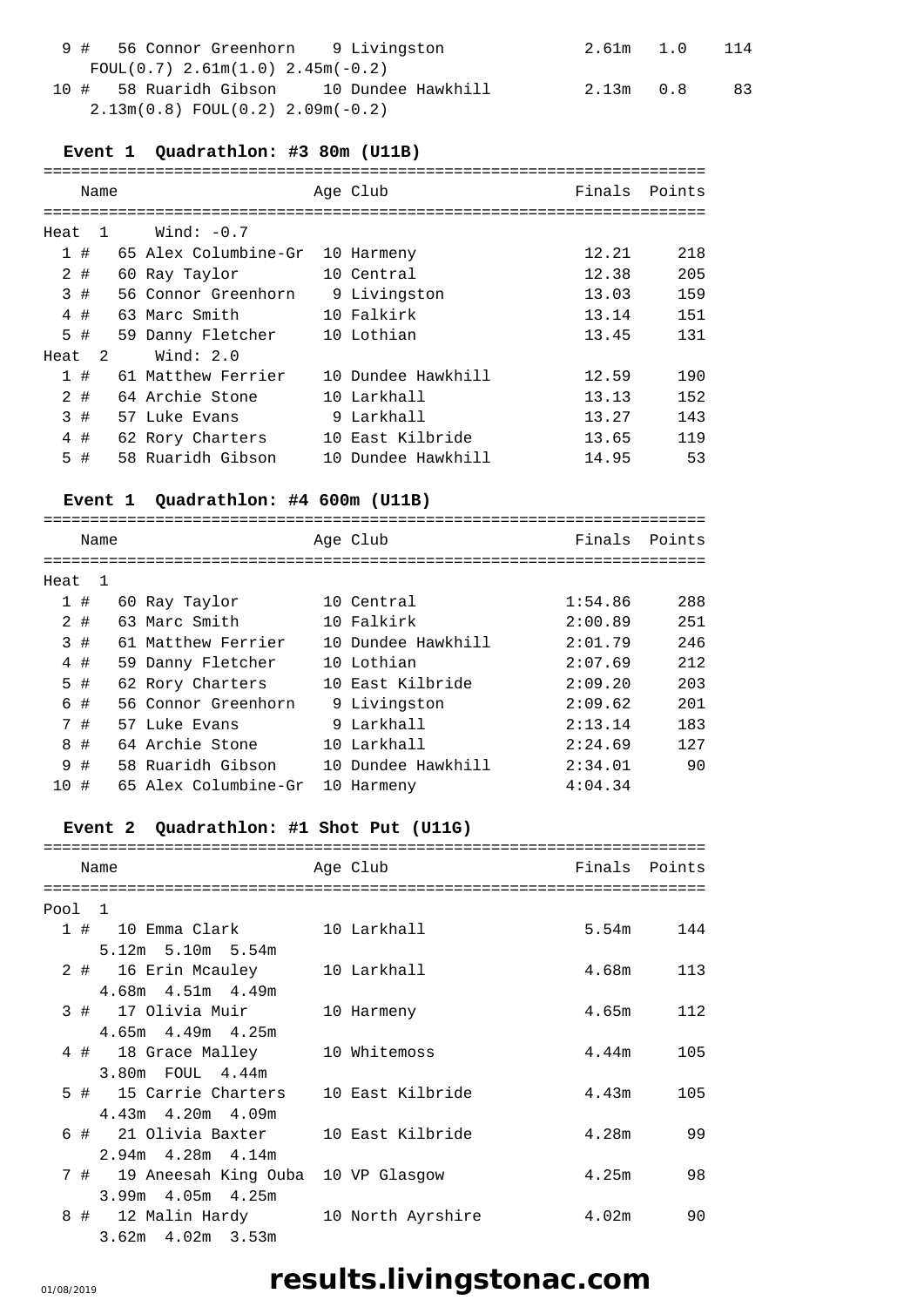| | | | | | | | |
|---|---|---|---|---|---|---|---|
| 9 # | 56 Connor Greenhorn | 9 | Livingston | 2.61m | 1.0 | 114 |
| | FOUL(0.7) 2.61m(1.0) 2.45m(-0.2) | | | | | |
| 10 # | 58 Ruaridh Gibson | 10 | Dundee Hawkhill | 2.13m | 0.8 | 83 |
| | 2.13m(0.8) FOUL(0.2) 2.09m(-0.2) | | | | | |

### Event 1 Quadrathlon: #3 80m (U11B)

| | Name | Age | Club | Finals | Points |
|---|---|---|---|---|---|
| Heat 1 | Wind: -0.7 | | | | |
| 1 # | 65 Alex Columbine-Gr | 10 | Harmeny | 12.21 | 218 |
| 2 # | 60 Ray Taylor | 10 | Central | 12.38 | 205 |
| 3 # | 56 Connor Greenhorn | 9 | Livingston | 13.03 | 159 |
| 4 # | 63 Marc Smith | 10 | Falkirk | 13.14 | 151 |
| 5 # | 59 Danny Fletcher | 10 | Lothian | 13.45 | 131 |
| Heat 2 | Wind: 2.0 | | | | |
| 1 # | 61 Matthew Ferrier | 10 | Dundee Hawkhill | 12.59 | 190 |
| 2 # | 64 Archie Stone | 10 | Larkhall | 13.13 | 152 |
| 3 # | 57 Luke Evans | 9 | Larkhall | 13.27 | 143 |
| 4 # | 62 Rory Charters | 10 | East Kilbride | 13.65 | 119 |
| 5 # | 58 Ruaridh Gibson | 10 | Dundee Hawkhill | 14.95 | 53 |

### Event 1 Quadrathlon: #4 600m (U11B)

| | Name | Age | Club | Finals | Points |
|---|---|---|---|---|---|
| Heat 1 | | | | | |
| 1 # | 60 Ray Taylor | 10 | Central | 1:54.86 | 288 |
| 2 # | 63 Marc Smith | 10 | Falkirk | 2:00.89 | 251 |
| 3 # | 61 Matthew Ferrier | 10 | Dundee Hawkhill | 2:01.79 | 246 |
| 4 # | 59 Danny Fletcher | 10 | Lothian | 2:07.69 | 212 |
| 5 # | 62 Rory Charters | 10 | East Kilbride | 2:09.20 | 203 |
| 6 # | 56 Connor Greenhorn | 9 | Livingston | 2:09.62 | 201 |
| 7 # | 57 Luke Evans | 9 | Larkhall | 2:13.14 | 183 |
| 8 # | 64 Archie Stone | 10 | Larkhall | 2:24.69 | 127 |
| 9 # | 58 Ruaridh Gibson | 10 | Dundee Hawkhill | 2:34.01 | 90 |
| 10 # | 65 Alex Columbine-Gr | 10 | Harmeny | 4:04.34 | |

### Event 2 Quadrathlon: #1 Shot Put (U11G)

| | Name | Age | Club | Finals | Points |
|---|---|---|---|---|---|
| Pool 1 | | | | | |
| 1 # | 10 Emma Clark | 10 | Larkhall | 5.54m | 144 |
| | 5.12m 5.10m 5.54m | | | | |
| 2 # | 16 Erin Mcauley | 10 | Larkhall | 4.68m | 113 |
| | 4.68m 4.51m 4.49m | | | | |
| 3 # | 17 Olivia Muir | 10 | Harmeny | 4.65m | 112 |
| | 4.65m 4.49m 4.25m | | | | |
| 4 # | 18 Grace Malley | 10 | Whitemoss | 4.44m | 105 |
| | 3.80m FOUL 4.44m | | | | |
| 5 # | 15 Carrie Charters | 10 | East Kilbride | 4.43m | 105 |
| | 4.43m 4.20m 4.09m | | | | |
| 6 # | 21 Olivia Baxter | 10 | East Kilbride | 4.28m | 99 |
| | 2.94m 4.28m 4.14m | | | | |
| 7 # | 19 Aneesah King Ouba | 10 | VP Glasgow | 4.25m | 98 |
| | 3.99m 4.05m 4.25m | | | | |
| 8 # | 12 Malin Hardy | 10 | North Ayrshire | 4.02m | 90 |
| | 3.62m 4.02m 3.53m | | | | |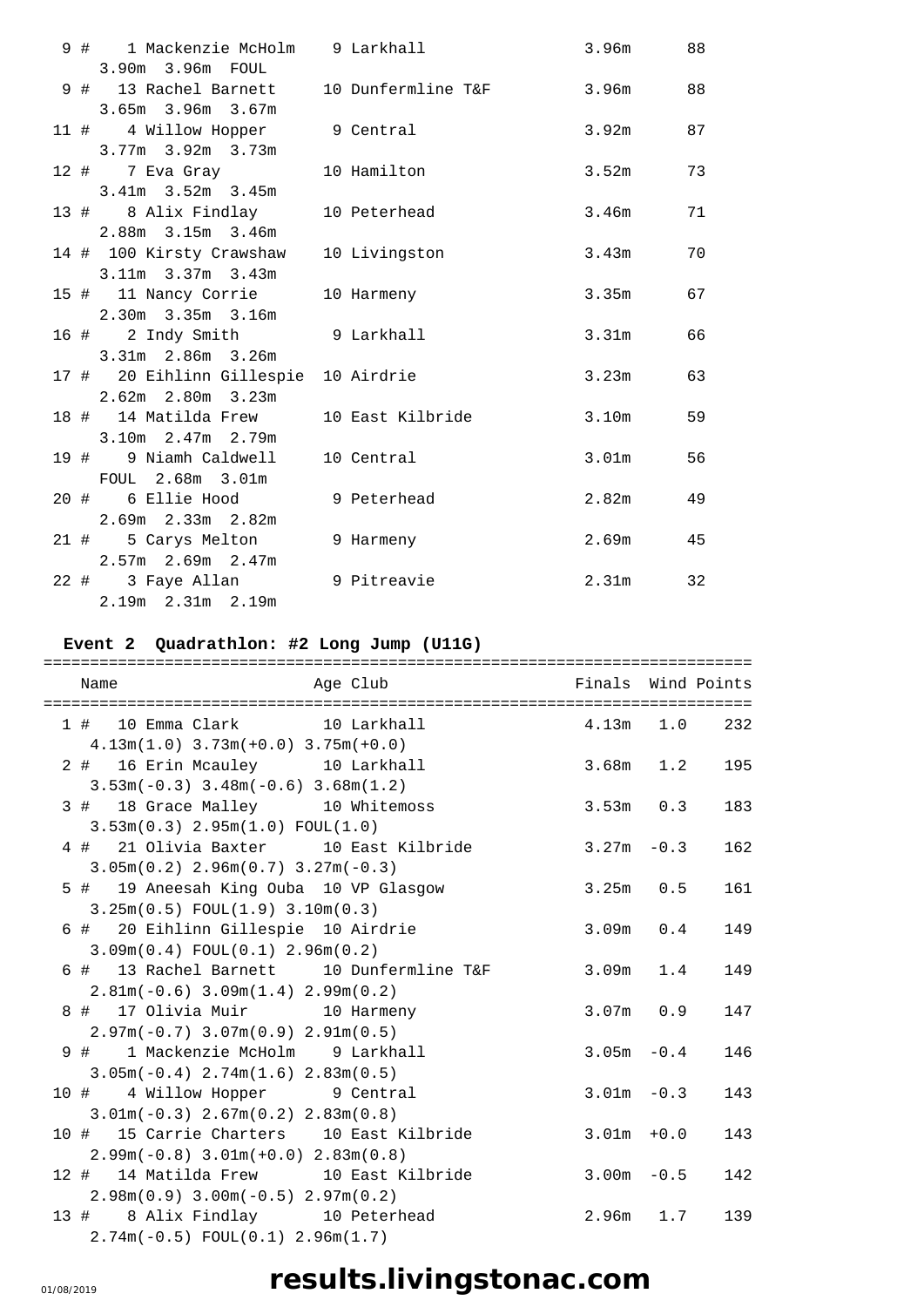| | | | | | |
|---|---|---|---|---|---|
| 9 # | 1 Mackenzie McHolm | 9 | Larkhall | 3.96m | 88 |
| | 3.90m 3.96m FOUL | | | | |
| 9 # | 13 Rachel Barnett | 10 | Dunfermline T&F | 3.96m | 88 |
| | 3.65m 3.96m 3.67m | | | | |
| 11 # | 4 Willow Hopper | 9 | Central | 3.92m | 87 |
| | 3.77m 3.92m 3.73m | | | | |
| 12 # | 7 Eva Gray | 10 | Hamilton | 3.52m | 73 |
| | 3.41m 3.52m 3.45m | | | | |
| 13 # | 8 Alix Findlay | 10 | Peterhead | 3.46m | 71 |
| | 2.88m 3.15m 3.46m | | | | |
| 14 # | 100 Kirsty Crawshaw | 10 | Livingston | 3.43m | 70 |
| | 3.11m 3.37m 3.43m | | | | |
| 15 # | 11 Nancy Corrie | 10 | Harmeny | 3.35m | 67 |
| | 2.30m 3.35m 3.16m | | | | |
| 16 # | 2 Indy Smith | 9 | Larkhall | 3.31m | 66 |
| | 3.31m 2.86m 3.26m | | | | |
| 17 # | 20 Eihlinn Gillespie | 10 | Airdrie | 3.23m | 63 |
| | 2.62m 2.80m 3.23m | | | | |
| 18 # | 14 Matilda Frew | 10 | East Kilbride | 3.10m | 59 |
| | 3.10m 2.47m 2.79m | | | | |
| 19 # | 9 Niamh Caldwell | 10 | Central | 3.01m | 56 |
| | FOUL 2.68m 3.01m | | | | |
| 20 # | 6 Ellie Hood | 9 | Peterhead | 2.82m | 49 |
| | 2.69m 2.33m 2.82m | | | | |
| 21 # | 5 Carys Melton | 9 | Harmeny | 2.69m | 45 |
| | 2.57m 2.69m 2.47m | | | | |
| 22 # | 3 Faye Allan | 9 | Pitreavie | 2.31m | 32 |
| | 2.19m 2.31m 2.19m | | | | |

**Event 2 Quadrathlon: #2 Long Jump (U11G)**

| | Name | Age | Club | Finals | Wind | Points |
|---|---|---|---|---|---|---|
| 1 # | 10 Emma Clark | 10 | Larkhall | 4.13m | 1.0 | 232 |
| | 4.13m(1.0) 3.73m(+0.0) 3.75m(+0.0) | | | | | |
| 2 # | 16 Erin Mcauley | 10 | Larkhall | 3.68m | 1.2 | 195 |
| | 3.53m(-0.3) 3.48m(-0.6) 3.68m(1.2) | | | | | |
| 3 # | 18 Grace Malley | 10 | Whitemoss | 3.53m | 0.3 | 183 |
| | 3.53m(0.3) 2.95m(1.0) FOUL(1.0) | | | | | |
| 4 # | 21 Olivia Baxter | 10 | East Kilbride | 3.27m | -0.3 | 162 |
| | 3.05m(0.2) 2.96m(0.7) 3.27m(-0.3) | | | | | |
| 5 # | 19 Aneesah King Ouba | 10 | VP Glasgow | 3.25m | 0.5 | 161 |
| | 3.25m(0.5) FOUL(1.9) 3.10m(0.3) | | | | | |
| 6 # | 20 Eihlinn Gillespie | 10 | Airdrie | 3.09m | 0.4 | 149 |
| | 3.09m(0.4) FOUL(0.1) 2.96m(0.2) | | | | | |
| 6 # | 13 Rachel Barnett | 10 | Dunfermline T&F | 3.09m | 1.4 | 149 |
| | 2.81m(-0.6) 3.09m(1.4) 2.99m(0.2) | | | | | |
| 8 # | 17 Olivia Muir | 10 | Harmeny | 3.07m | 0.9 | 147 |
| | 2.97m(-0.7) 3.07m(0.9) 2.91m(0.5) | | | | | |
| 9 # | 1 Mackenzie McHolm | 9 | Larkhall | 3.05m | -0.4 | 146 |
| | 3.05m(-0.4) 2.74m(1.6) 2.83m(0.5) | | | | | |
| 10 # | 4 Willow Hopper | 9 | Central | 3.01m | -0.3 | 143 |
| | 3.01m(-0.3) 2.67m(0.2) 2.83m(0.8) | | | | | |
| 10 # | 15 Carrie Charters | 10 | East Kilbride | 3.01m | +0.0 | 143 |
| | 2.99m(-0.8) 3.01m(+0.0) 2.83m(0.8) | | | | | |
| 12 # | 14 Matilda Frew | 10 | East Kilbride | 3.00m | -0.5 | 142 |
| | 2.98m(0.9) 3.00m(-0.5) 2.97m(0.2) | | | | | |
| 13 # | 8 Alix Findlay | 10 | Peterhead | 2.96m | 1.7 | 139 |
| | 2.74m(-0.5) FOUL(0.1) 2.96m(1.7) | | | | | |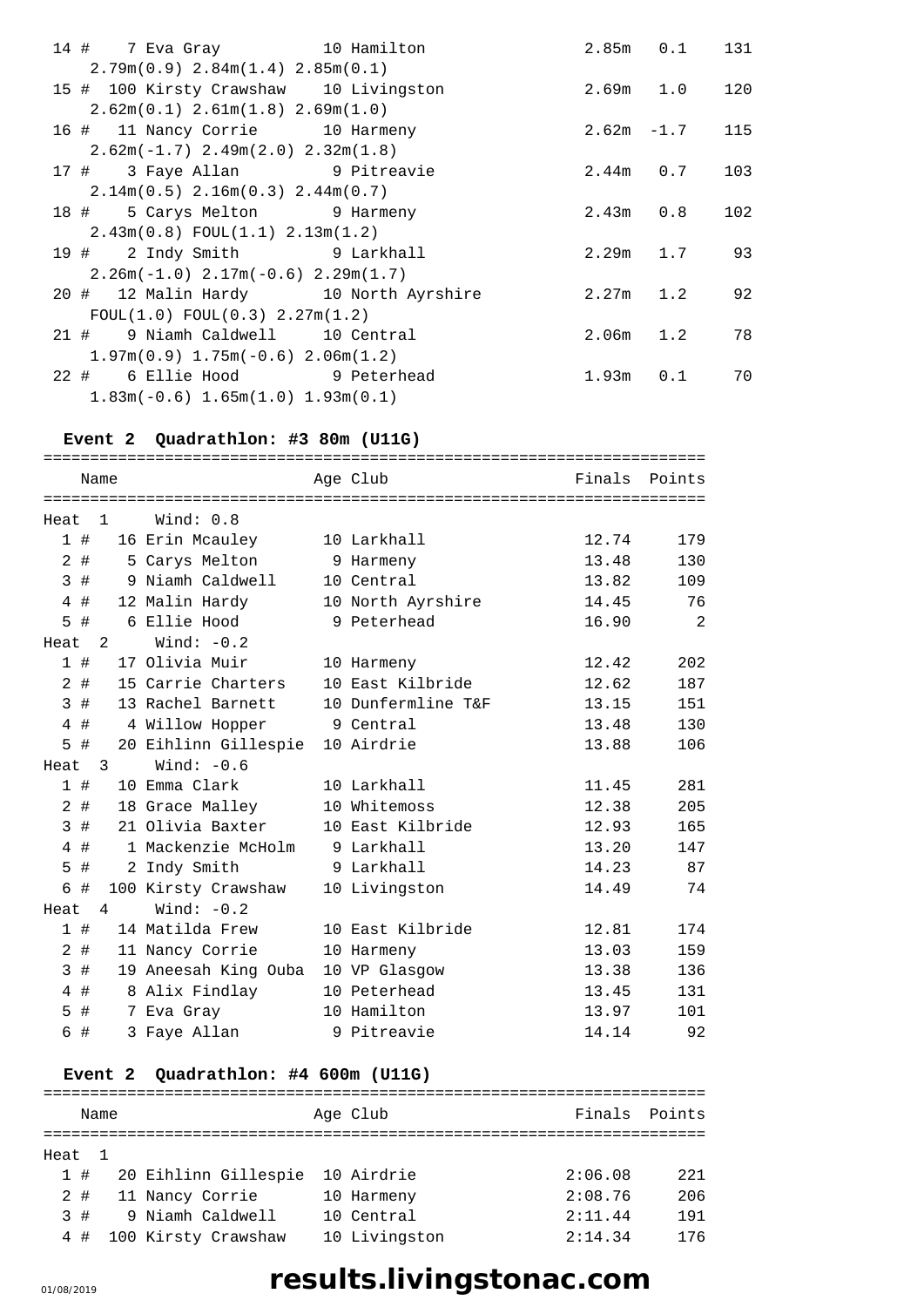| | | | | | | |
|---|---|---|---|---|---|---|
| 14 # | 7 Eva Gray | 10 | Hamilton | 2.85m | 0.1 | 131 |
| | 2.79m(0.9) 2.84m(1.4) 2.85m(0.1) | | | | | |
| 15 # | 100 Kirsty Crawshaw | 10 | Livingston | 2.69m | 1.0 | 120 |
| | 2.62m(0.1) 2.61m(1.8) 2.69m(1.0) | | | | | |
| 16 # | 11 Nancy Corrie | 10 | Harmeny | 2.62m | -1.7 | 115 |
| | 2.62m(-1.7) 2.49m(2.0) 2.32m(1.8) | | | | | |
| 17 # | 3 Faye Allan | 9 | Pitreavie | 2.44m | 0.7 | 103 |
| | 2.14m(0.5) 2.16m(0.3) 2.44m(0.7) | | | | | |
| 18 # | 5 Carys Melton | 9 | Harmeny | 2.43m | 0.8 | 102 |
| | 2.43m(0.8) FOUL(1.1) 2.13m(1.2) | | | | | |
| 19 # | 2 Indy Smith | 9 | Larkhall | 2.29m | 1.7 | 93 |
| | 2.26m(-1.0) 2.17m(-0.6) 2.29m(1.7) | | | | | |
| 20 # | 12 Malin Hardy | 10 | North Ayrshire | 2.27m | 1.2 | 92 |
| | FOUL(1.0) FOUL(0.3) 2.27m(1.2) | | | | | |
| 21 # | 9 Niamh Caldwell | 10 | Central | 2.06m | 1.2 | 78 |
| | 1.97m(0.9) 1.75m(-0.6) 2.06m(1.2) | | | | | |
| 22 # | 6 Ellie Hood | 9 | Peterhead | 1.93m | 0.1 | 70 |
| | 1.83m(-0.6) 1.65m(1.0) 1.93m(0.1) | | | | | |

**Event 2 Quadrathlon: #3 80m (U11G)**

| | Name | Age | Club | Finals | Points |
|---|---|---|---|---|---|
| Heat 1 | Wind: 0.8 | | | | |
| 1 # | 16 Erin Mcauley | 10 | Larkhall | 12.74 | 179 |
| 2 # | 5 Carys Melton | 9 | Harmeny | 13.48 | 130 |
| 3 # | 9 Niamh Caldwell | 10 | Central | 13.82 | 109 |
| 4 # | 12 Malin Hardy | 10 | North Ayrshire | 14.45 | 76 |
| 5 # | 6 Ellie Hood | 9 | Peterhead | 16.90 | 2 |
| Heat 2 | Wind: -0.2 | | | | |
| 1 # | 17 Olivia Muir | 10 | Harmeny | 12.42 | 202 |
| 2 # | 15 Carrie Charters | 10 | East Kilbride | 12.62 | 187 |
| 3 # | 13 Rachel Barnett | 10 | Dunfermline T&F | 13.15 | 151 |
| 4 # | 4 Willow Hopper | 9 | Central | 13.48 | 130 |
| 5 # | 20 Eihlinn Gillespie | 10 | Airdrie | 13.88 | 106 |
| Heat 3 | Wind: -0.6 | | | | |
| 1 # | 10 Emma Clark | 10 | Larkhall | 11.45 | 281 |
| 2 # | 18 Grace Malley | 10 | Whitemoss | 12.38 | 205 |
| 3 # | 21 Olivia Baxter | 10 | East Kilbride | 12.93 | 165 |
| 4 # | 1 Mackenzie McHolm | 9 | Larkhall | 13.20 | 147 |
| 5 # | 2 Indy Smith | 9 | Larkhall | 14.23 | 87 |
| 6 # | 100 Kirsty Crawshaw | 10 | Livingston | 14.49 | 74 |
| Heat 4 | Wind: -0.2 | | | | |
| 1 # | 14 Matilda Frew | 10 | East Kilbride | 12.81 | 174 |
| 2 # | 11 Nancy Corrie | 10 | Harmeny | 13.03 | 159 |
| 3 # | 19 Aneesah King Ouba | 10 | VP Glasgow | 13.38 | 136 |
| 4 # | 8 Alix Findlay | 10 | Peterhead | 13.45 | 131 |
| 5 # | 7 Eva Gray | 10 | Hamilton | 13.97 | 101 |
| 6 # | 3 Faye Allan | 9 | Pitreavie | 14.14 | 92 |

**Event 2 Quadrathlon: #4 600m (U11G)**

| | Name | Age | Club | Finals | Points |
|---|---|---|---|---|---|
| Heat 1 | | | | | |
| 1 # | 20 Eihlinn Gillespie | 10 | Airdrie | 2:06.08 | 221 |
| 2 # | 11 Nancy Corrie | 10 | Harmeny | 2:08.76 | 206 |
| 3 # | 9 Niamh Caldwell | 10 | Central | 2:11.44 | 191 |
| 4 # | 100 Kirsty Crawshaw | 10 | Livingston | 2:14.34 | 176 |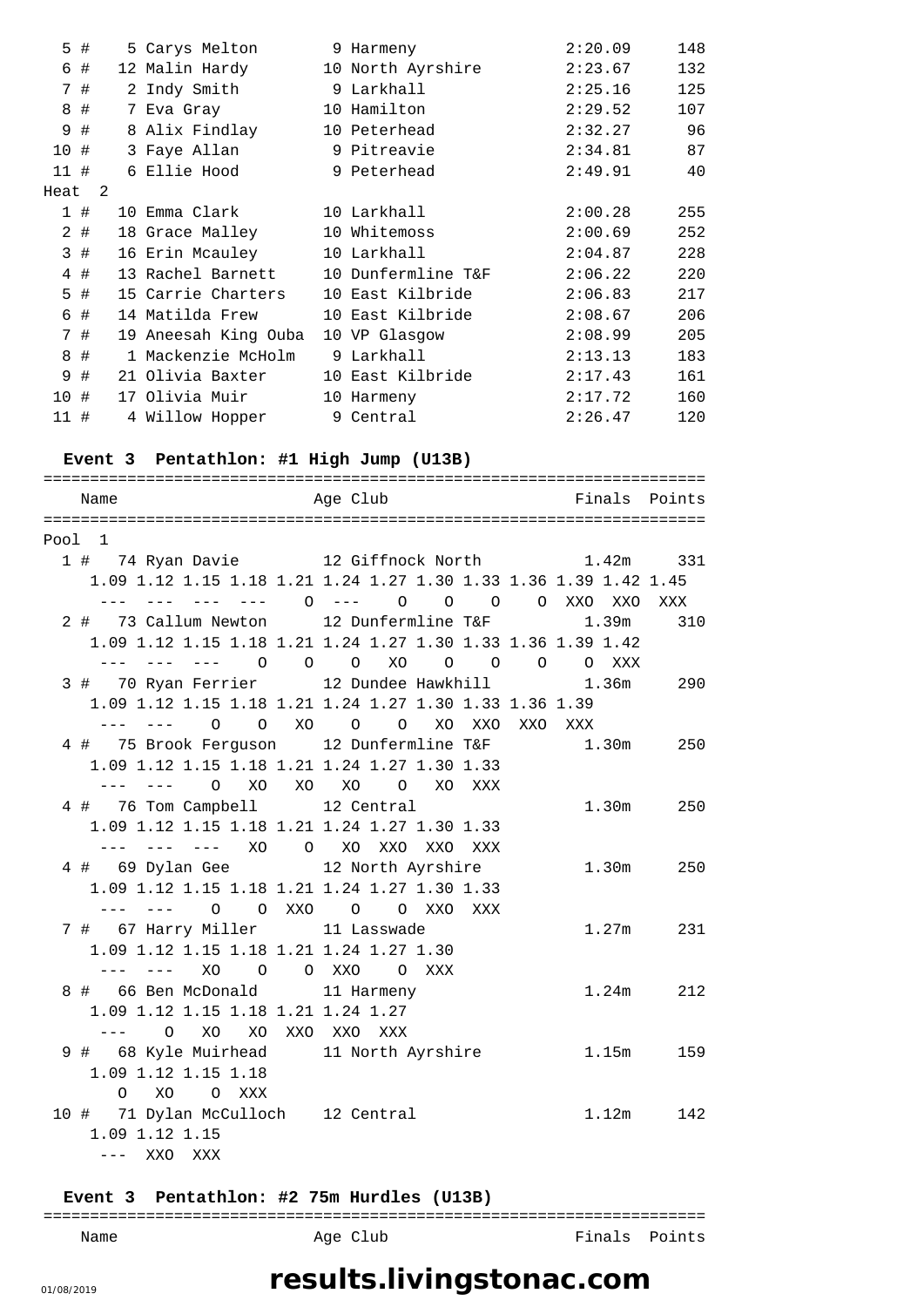| | | | | | | |
|---|---|---|---|---|---|---|
| 5 # | 5 | Carys Melton | 9 | Harmeny | 2:20.09 | 148 |
| 6 # | 12 | Malin Hardy | 10 | North Ayrshire | 2:23.67 | 132 |
| 7 # | 2 | Indy Smith | 9 | Larkhall | 2:25.16 | 125 |
| 8 # | 7 | Eva Gray | 10 | Hamilton | 2:29.52 | 107 |
| 9 # | 8 | Alix Findlay | 10 | Peterhead | 2:32.27 | 96 |
| 10 # | 3 | Faye Allan | 9 | Pitreavie | 2:34.81 | 87 |
| 11 # | 6 | Ellie Hood | 9 | Peterhead | 2:49.91 | 40 |

Heat 2

| | | | | | | |
|---|---|---|---|---|---|---|
| 1 # | 10 | Emma Clark | 10 | Larkhall | 2:00.28 | 255 |
| 2 # | 18 | Grace Malley | 10 | Whitemoss | 2:00.69 | 252 |
| 3 # | 16 | Erin Mcauley | 10 | Larkhall | 2:04.87 | 228 |
| 4 # | 13 | Rachel Barnett | 10 | Dunfermline T&F | 2:06.22 | 220 |
| 5 # | 15 | Carrie Charters | 10 | East Kilbride | 2:06.83 | 217 |
| 6 # | 14 | Matilda Frew | 10 | East Kilbride | 2:08.67 | 206 |
| 7 # | 19 | Aneesah King Ouba | 10 | VP Glasgow | 2:08.99 | 205 |
| 8 # | 1 | Mackenzie McHolm | 9 | Larkhall | 2:13.13 | 183 |
| 9 # | 21 | Olivia Baxter | 10 | East Kilbride | 2:17.43 | 161 |
| 10 # | 17 | Olivia Muir | 10 | Harmeny | 2:17.72 | 160 |
| 11 # | 4 | Willow Hopper | 9 | Central | 2:26.47 | 120 |

### Event 3 Pentathlon: #1 High Jump (U13B)

```
=======================================================================
    Name                    Age Club                      Finals  Points
=======================================================================
Pool  1
  1 #   74 Ryan Davie        12 Giffnock North           1.42m     331
     1.09 1.12 1.15 1.18 1.21 1.24 1.27 1.30 1.33 1.36 1.39 1.42 1.45
      ---  ---  ---  ---    O  ---    O    O    O    O  XXO  XXO  XXX
  2 #   73 Callum Newton     12 Dunfermline T&F          1.39m     310
     1.09 1.12 1.15 1.18 1.21 1.24 1.27 1.30 1.33 1.36 1.39 1.42
      ---  ---  ---    O    O    O   XO    O    O    O    O  XXX
  3 #   70 Ryan Ferrier      12 Dundee Hawkhill          1.36m     290
     1.09 1.12 1.15 1.18 1.21 1.24 1.27 1.30 1.33 1.36 1.39
      ---  ---    O    O   XO    O    O   XO  XXO  XXO  XXX
  4 #   75 Brook Ferguson    12 Dunfermline T&F          1.30m     250
     1.09 1.12 1.15 1.18 1.21 1.24 1.27 1.30 1.33
      ---  ---    O   XO   XO   XO    O   XO  XXX
  4 #   76 Tom Campbell      12 Central                  1.30m     250
     1.09 1.12 1.15 1.18 1.21 1.24 1.27 1.30 1.33
      ---  ---  ---   XO    O   XO  XXO  XXO  XXX
  4 #   69 Dylan Gee         12 North Ayrshire           1.30m     250
     1.09 1.12 1.15 1.18 1.21 1.24 1.27 1.30 1.33
      ---  ---    O    O  XXO    O    O  XXO  XXX
  7 #   67 Harry Miller      11 Lasswade                 1.27m     231
     1.09 1.12 1.15 1.18 1.21 1.24 1.27 1.30
      ---  ---   XO    O    O  XXO    O  XXX
  8 #   66 Ben McDonald      11 Harmeny                  1.24m     212
     1.09 1.12 1.15 1.18 1.21 1.24 1.27
      ---    O   XO   XO  XXO  XXO  XXX
  9 #   68 Kyle Muirhead     11 North Ayrshire           1.15m     159
     1.09 1.12 1.15 1.18
        O   XO    O  XXX
 10 #   71 Dylan McCulloch   12 Central                  1.12m     142
     1.09 1.12 1.15
      ---  XXO  XXX
```

### Event 3 Pentathlon: #2 75m Hurdles (U13B)

```
=======================================================================
    Name                    Age Club                      Finals  Points
```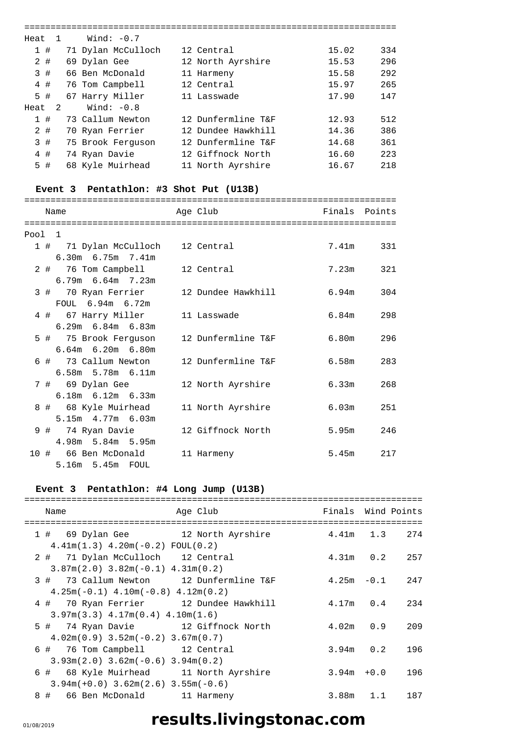Heat 1 Wind: -0.7

| | | | | | |
|---|---|---|---|---|---|
| 1 # | 71 Dylan McCulloch | 12 | Central | 15.02 | 334 |
| 2 # | 69 Dylan Gee | 12 | North Ayrshire | 15.53 | 296 |
| 3 # | 66 Ben McDonald | 11 | Harmeny | 15.58 | 292 |
| 4 # | 76 Tom Campbell | 12 | Central | 15.97 | 265 |
| 5 # | 67 Harry Miller | 11 | Lasswade | 17.90 | 147 |

Heat 2 Wind: -0.8

| | | | | | |
|---|---|---|---|---|---|
| 1 # | 73 Callum Newton | 12 | Dunfermline T&F | 12.93 | 512 |
| 2 # | 70 Ryan Ferrier | 12 | Dundee Hawkhill | 14.36 | 386 |
| 3 # | 75 Brook Ferguson | 12 | Dunfermline T&F | 14.68 | 361 |
| 4 # | 74 Ryan Davie | 12 | Giffnock North | 16.60 | 223 |
| 5 # | 68 Kyle Muirhead | 11 | North Ayrshire | 16.67 | 218 |

### Event 3 Pentathlon: #3 Shot Put (U13B)

Pool 1

| | Name | Age | Club | Finals | Points |
|---|---|---|---|---|---|
| 1 # | 71 Dylan McCulloch | 12 | Central | 7.41m | 331 |
| | 6.30m 6.75m 7.41m | | | | |
| 2 # | 76 Tom Campbell | 12 | Central | 7.23m | 321 |
| | 6.79m 6.64m 7.23m | | | | |
| 3 # | 70 Ryan Ferrier | 12 | Dundee Hawkhill | 6.94m | 304 |
| | FOUL 6.94m 6.72m | | | | |
| 4 # | 67 Harry Miller | 11 | Lasswade | 6.84m | 298 |
| | 6.29m 6.84m 6.83m | | | | |
| 5 # | 75 Brook Ferguson | 12 | Dunfermline T&F | 6.80m | 296 |
| | 6.64m 6.20m 6.80m | | | | |
| 6 # | 73 Callum Newton | 12 | Dunfermline T&F | 6.58m | 283 |
| | 6.58m 5.78m 6.11m | | | | |
| 7 # | 69 Dylan Gee | 12 | North Ayrshire | 6.33m | 268 |
| | 6.18m 6.12m 6.33m | | | | |
| 8 # | 68 Kyle Muirhead | 11 | North Ayrshire | 6.03m | 251 |
| | 5.15m 4.77m 6.03m | | | | |
| 9 # | 74 Ryan Davie | 12 | Giffnock North | 5.95m | 246 |
| | 4.98m 5.84m 5.95m | | | | |
| 10 # | 66 Ben McDonald | 11 | Harmeny | 5.45m | 217 |
| | 5.16m 5.45m FOUL | | | | |

### Event 3 Pentathlon: #4 Long Jump (U13B)

| | Name | Age | Club | Finals | Wind | Points |
|---|---|---|---|---|---|---|
| 1 # | 69 Dylan Gee | 12 | North Ayrshire | 4.41m | 1.3 | 274 |
| | 4.41m(1.3) 4.20m(-0.2) FOUL(0.2) | | | | | |
| 2 # | 71 Dylan McCulloch | 12 | Central | 4.31m | 0.2 | 257 |
| | 3.87m(2.0) 3.82m(-0.1) 4.31m(0.2) | | | | | |
| 3 # | 73 Callum Newton | 12 | Dunfermline T&F | 4.25m | -0.1 | 247 |
| | 4.25m(-0.1) 4.10m(-0.8) 4.12m(0.2) | | | | | |
| 4 # | 70 Ryan Ferrier | 12 | Dundee Hawkhill | 4.17m | 0.4 | 234 |
| | 3.97m(3.3) 4.17m(0.4) 4.10m(1.6) | | | | | |
| 5 # | 74 Ryan Davie | 12 | Giffnock North | 4.02m | 0.9 | 209 |
| | 4.02m(0.9) 3.52m(-0.2) 3.67m(0.7) | | | | | |
| 6 # | 76 Tom Campbell | 12 | Central | 3.94m | 0.2 | 196 |
| | 3.93m(2.0) 3.62m(-0.6) 3.94m(0.2) | | | | | |
| 6 # | 68 Kyle Muirhead | 11 | North Ayrshire | 3.94m | +0.0 | 196 |
| | 3.94m(+0.0) 3.62m(2.6) 3.55m(-0.6) | | | | | |
| 8 # | 66 Ben McDonald | 11 | Harmeny | 3.88m | 1.1 | 187 |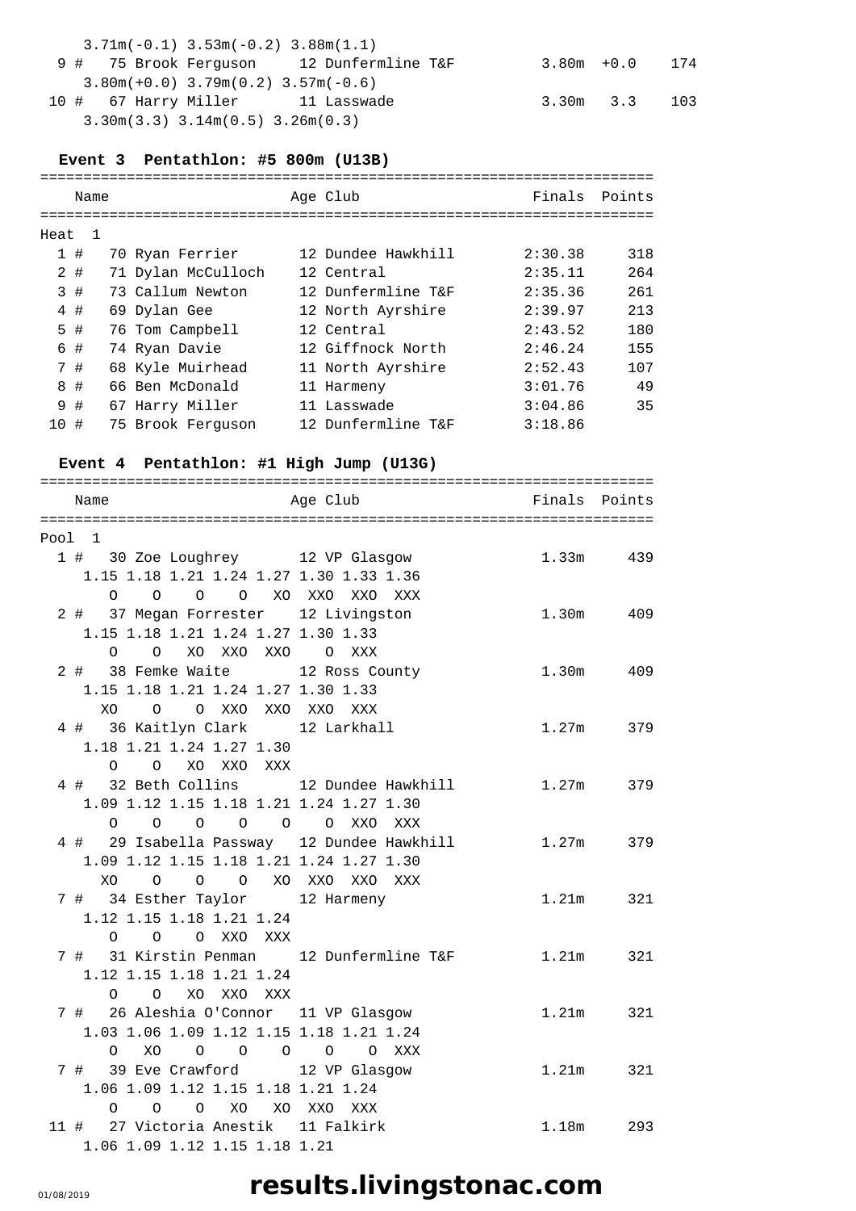3.71m(-0.1) 3.53m(-0.2) 3.88m(1.1)

| | | | | | | |
|---|---|---|---|---|---|---|
| 9 # | 75 Brook Ferguson | 12 | Dunfermline T&F | 3.80m | +0.0 | 174 |
| | 3.80m(+0.0) 3.79m(0.2) 3.57m(-0.6) | | | | | |
| 10 # | 67 Harry Miller | 11 | Lasswade | 3.30m | 3.3 | 103 |
| | 3.30m(3.3) 3.14m(0.5) 3.26m(0.3) | | | | | |

### Event 3 Pentathlon: #5 800m (U13B)

Heat 1

| | Name | Age | Club | Finals | Points |
|---|---|---|---|---|---|
| 1 # | 70 Ryan Ferrier | 12 | Dundee Hawkhill | 2:30.38 | 318 |
| 2 # | 71 Dylan McCulloch | 12 | Central | 2:35.11 | 264 |
| 3 # | 73 Callum Newton | 12 | Dunfermline T&F | 2:35.36 | 261 |
| 4 # | 69 Dylan Gee | 12 | North Ayrshire | 2:39.97 | 213 |
| 5 # | 76 Tom Campbell | 12 | Central | 2:43.52 | 180 |
| 6 # | 74 Ryan Davie | 12 | Giffnock North | 2:46.24 | 155 |
| 7 # | 68 Kyle Muirhead | 11 | North Ayrshire | 2:52.43 | 107 |
| 8 # | 66 Ben McDonald | 11 | Harmeny | 3:01.76 | 49 |
| 9 # | 67 Harry Miller | 11 | Lasswade | 3:04.86 | 35 |
| 10 # | 75 Brook Ferguson | 12 | Dunfermline T&F | 3:18.86 | |

### Event 4 Pentathlon: #1 High Jump (U13G)

Pool 1

| | Name | Age | Club | Finals | Points |
|---|---|---|---|---|---|
| 1 # | 30 Zoe Loughrey | 12 | VP Glasgow | 1.33m | 439 |
| | 1.15 1.18 1.21 1.24 1.27 1.30 1.33 1.36 | | | | |
| | O O O O XO XXO XXO XXX | | | | |
| 2 # | 37 Megan Forrester | 12 | Livingston | 1.30m | 409 |
| | 1.15 1.18 1.21 1.24 1.27 1.30 1.33 | | | | |
| | O O XO XXO XXO O XXX | | | | |
| 2 # | 38 Femke Waite | 12 | Ross County | 1.30m | 409 |
| | 1.15 1.18 1.21 1.24 1.27 1.30 1.33 | | | | |
| | XO O O XXO XXO XXO XXX | | | | |
| 4 # | 36 Kaitlyn Clark | 12 | Larkhall | 1.27m | 379 |
| | 1.18 1.21 1.24 1.27 1.30 | | | | |
| | O O XO XXO XXX | | | | |
| 4 # | 32 Beth Collins | 12 | Dundee Hawkhill | 1.27m | 379 |
| | 1.09 1.12 1.15 1.18 1.21 1.24 1.27 1.30 | | | | |
| | O O O O O O XXO XXX | | | | |
| 4 # | 29 Isabella Passway | 12 | Dundee Hawkhill | 1.27m | 379 |
| | 1.09 1.12 1.15 1.18 1.21 1.24 1.27 1.30 | | | | |
| | XO O O O XO XXO XXO XXX | | | | |
| 7 # | 34 Esther Taylor | 12 | Harmeny | 1.21m | 321 |
| | 1.12 1.15 1.18 1.21 1.24 | | | | |
| | O O O XXO XXX | | | | |
| 7 # | 31 Kirstin Penman | 12 | Dunfermline T&F | 1.21m | 321 |
| | 1.12 1.15 1.18 1.21 1.24 | | | | |
| | O O XO XXO XXX | | | | |
| 7 # | 26 Aleshia O'Connor | 11 | VP Glasgow | 1.21m | 321 |
| | 1.03 1.06 1.09 1.12 1.15 1.18 1.21 1.24 | | | | |
| | O XO O O O O O XXX | | | | |
| 7 # | 39 Eve Crawford | 12 | VP Glasgow | 1.21m | 321 |
| | 1.06 1.09 1.12 1.15 1.18 1.21 1.24 | | | | |
| | O O O XO XO XXO XXX | | | | |
| 11 # | 27 Victoria Anestik | 11 | Falkirk | 1.18m | 293 |
| | 1.06 1.09 1.12 1.15 1.18 1.21 | | | | |

01/08/2019 **results.livingstonac.com**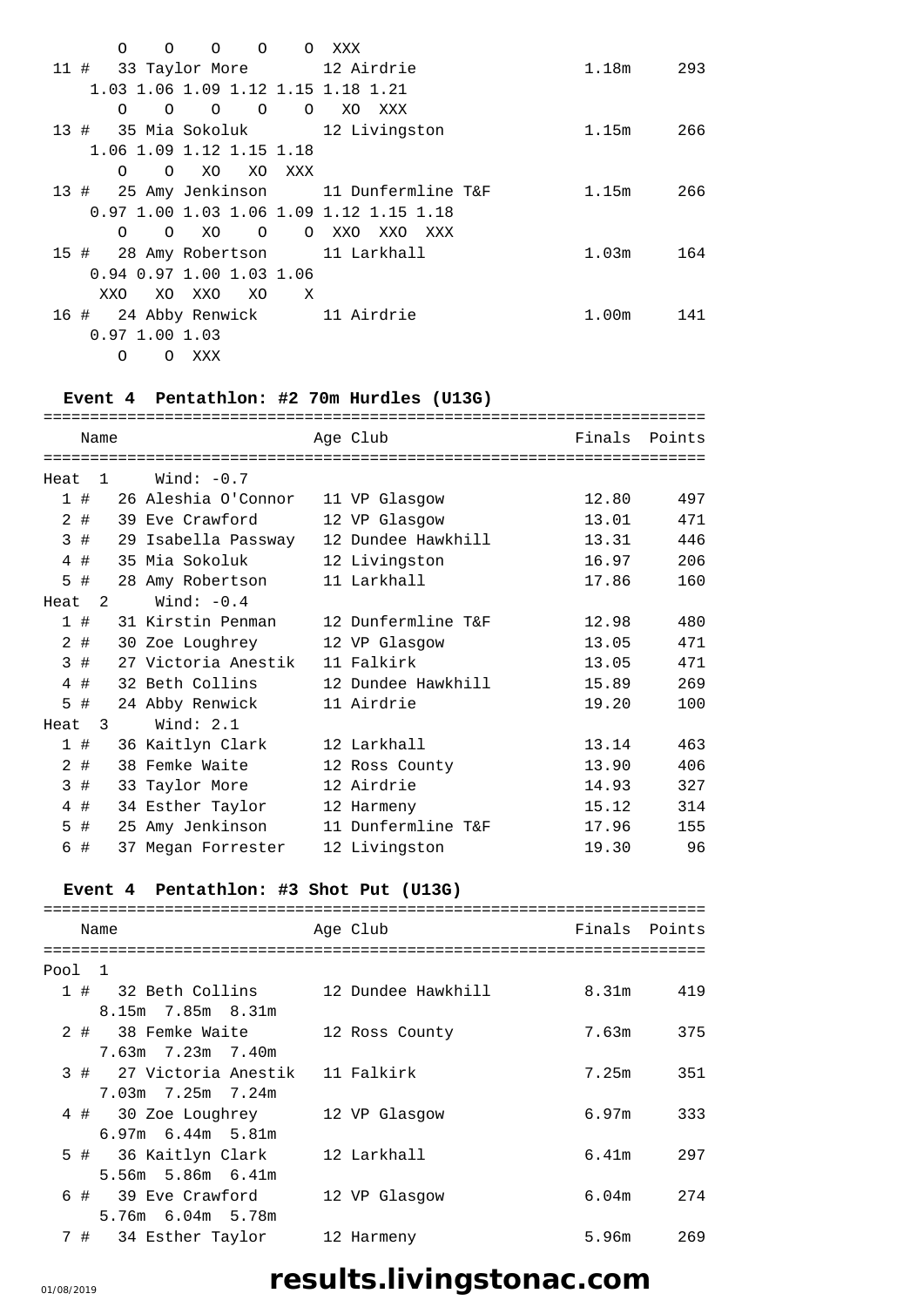```
      O    O    O    O    O  XXX
 11 #   33 Taylor More       12 Airdrie                1.18m     293
    1.03 1.06 1.09 1.12 1.15 1.18 1.21
      O    O    O    O    O   XO  XXX
 13 #   35 Mia Sokoluk       12 Livingston             1.15m     266
    1.06 1.09 1.12 1.15 1.18
      O    O   XO   XO  XXX
 13 #   25 Amy Jenkinson     11 Dunfermline T&F        1.15m     266
    0.97 1.00 1.03 1.06 1.09 1.12 1.15 1.18
      O    O   XO    O    O  XXO  XXO  XXX
 15 #   28 Amy Robertson     11 Larkhall               1.03m     164
    0.94 0.97 1.00 1.03 1.06
     XXO   XO  XXO   XO    X
 16 #   24 Abby Renwick      11 Airdrie                1.00m     141
    0.97 1.00 1.03
      O    O  XXX
```

**Event 4  Pentathlon: #2 70m Hurdles (U13G)**

| Heat | Place | Name | Age | Club | Finals | Points |
|---|---|---|---|---|---|---|
| Heat 1 Wind: -0.7 | | | | | | |
| | 1 # | 26 Aleshia O'Connor | 11 | VP Glasgow | 12.80 | 497 |
| | 2 # | 39 Eve Crawford | 12 | VP Glasgow | 13.01 | 471 |
| | 3 # | 29 Isabella Passway | 12 | Dundee Hawkhill | 13.31 | 446 |
| | 4 # | 35 Mia Sokoluk | 12 | Livingston | 16.97 | 206 |
| | 5 # | 28 Amy Robertson | 11 | Larkhall | 17.86 | 160 |
| Heat 2 Wind: -0.4 | | | | | | |
| | 1 # | 31 Kirstin Penman | 12 | Dunfermline T&F | 12.98 | 480 |
| | 2 # | 30 Zoe Loughrey | 12 | VP Glasgow | 13.05 | 471 |
| | 3 # | 27 Victoria Anestik | 11 | Falkirk | 13.05 | 471 |
| | 4 # | 32 Beth Collins | 12 | Dundee Hawkhill | 15.89 | 269 |
| | 5 # | 24 Abby Renwick | 11 | Airdrie | 19.20 | 100 |
| Heat 3 Wind: 2.1 | | | | | | |
| | 1 # | 36 Kaitlyn Clark | 12 | Larkhall | 13.14 | 463 |
| | 2 # | 38 Femke Waite | 12 | Ross County | 13.90 | 406 |
| | 3 # | 33 Taylor More | 12 | Airdrie | 14.93 | 327 |
| | 4 # | 34 Esther Taylor | 12 | Harmeny | 15.12 | 314 |
| | 5 # | 25 Amy Jenkinson | 11 | Dunfermline T&F | 17.96 | 155 |
| | 6 # | 37 Megan Forrester | 12 | Livingston | 19.30 | 96 |

**Event 4  Pentathlon: #3 Shot Put (U13G)**

| Place | Name | Age | Club | Finals | Points |
|---|---|---|---|---|---|
| Pool 1 | | | | | |
| 1 # | 32 Beth Collins | 12 | Dundee Hawkhill | 8.31m | 419 |
| | 8.15m 7.85m 8.31m | | | | |
| 2 # | 38 Femke Waite | 12 | Ross County | 7.63m | 375 |
| | 7.63m 7.23m 7.40m | | | | |
| 3 # | 27 Victoria Anestik | 11 | Falkirk | 7.25m | 351 |
| | 7.03m 7.25m 7.24m | | | | |
| 4 # | 30 Zoe Loughrey | 12 | VP Glasgow | 6.97m | 333 |
| | 6.97m 6.44m 5.81m | | | | |
| 5 # | 36 Kaitlyn Clark | 12 | Larkhall | 6.41m | 297 |
| | 5.56m 5.86m 6.41m | | | | |
| 6 # | 39 Eve Crawford | 12 | VP Glasgow | 6.04m | 274 |
| | 5.76m 6.04m 5.78m | | | | |
| 7 # | 34 Esther Taylor | 12 | Harmeny | 5.96m | 269 |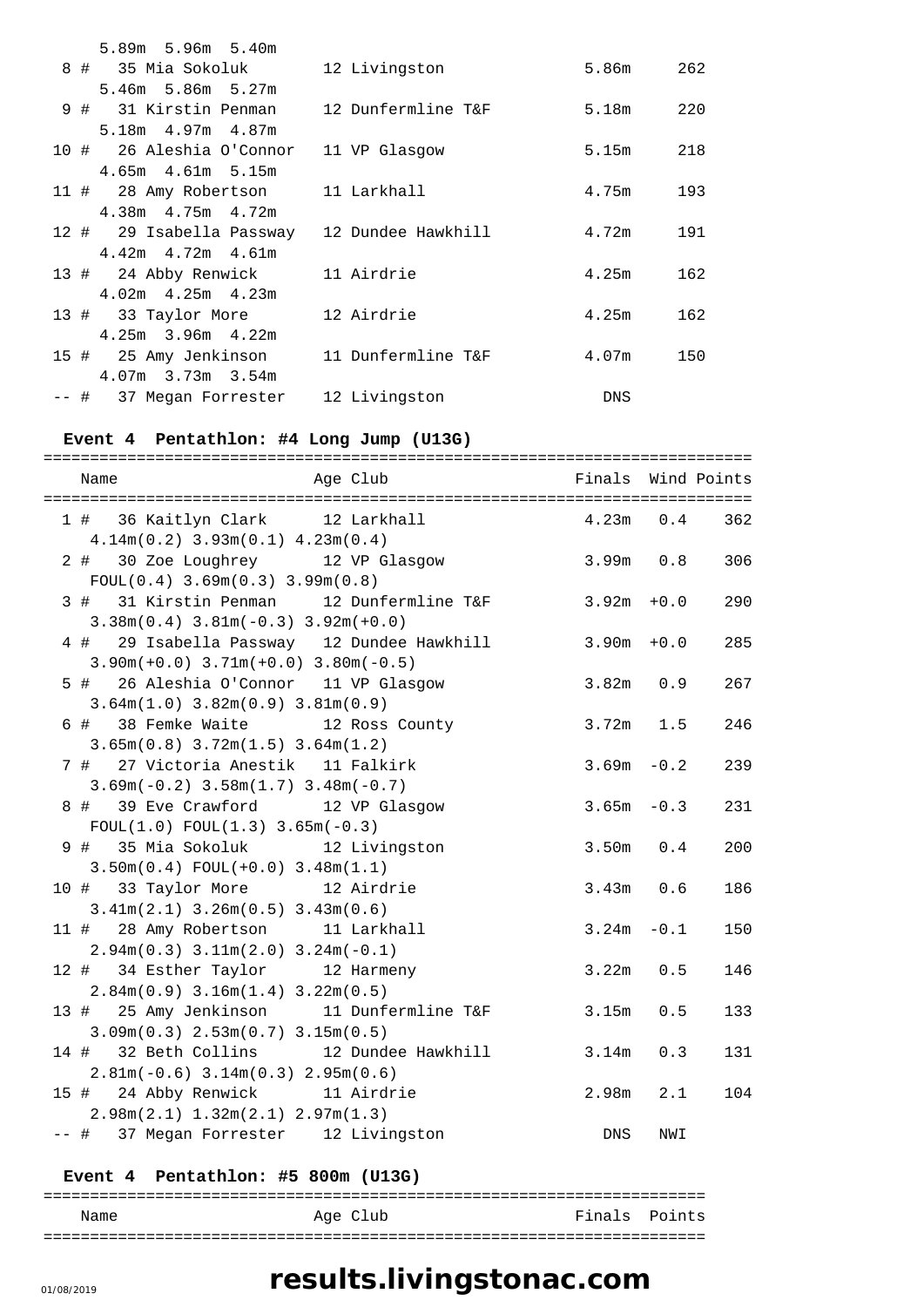| | | | | | |
|---|---|---|---|---|---|
| | | | | | |
| | 5.89m 5.96m 5.40m | | | | |
| 8 # | 35 Mia Sokoluk | 12 | Livingston | 5.86m | 262 |
| | 5.46m 5.86m 5.27m | | | | |
| 9 # | 31 Kirstin Penman | 12 | Dunfermline T&F | 5.18m | 220 |
| | 5.18m 4.97m 4.87m | | | | |
| 10 # | 26 Aleshia O'Connor | 11 | VP Glasgow | 5.15m | 218 |
| | 4.65m 4.61m 5.15m | | | | |
| 11 # | 28 Amy Robertson | 11 | Larkhall | 4.75m | 193 |
| | 4.38m 4.75m 4.72m | | | | |
| 12 # | 29 Isabella Passway | 12 | Dundee Hawkhill | 4.72m | 191 |
| | 4.42m 4.72m 4.61m | | | | |
| 13 # | 24 Abby Renwick | 11 | Airdrie | 4.25m | 162 |
| | 4.02m 4.25m 4.23m | | | | |
| 13 # | 33 Taylor More | 12 | Airdrie | 4.25m | 162 |
| | 4.25m 3.96m 4.22m | | | | |
| 15 # | 25 Amy Jenkinson | 11 | Dunfermline T&F | 4.07m | 150 |
| | 4.07m 3.73m 3.54m | | | | |
| -- # | 37 Megan Forrester | 12 | Livingston | DNS | |

**Event 4 Pentathlon: #4 Long Jump (U13G)**

| | Name | Age | Club | Finals | Wind | Points |
|---|---|---|---|---|---|---|
| 1 # | 36 Kaitlyn Clark | 12 | Larkhall | 4.23m | 0.4 | 362 |
| | 4.14m(0.2) 3.93m(0.1) 4.23m(0.4) | | | | | |
| 2 # | 30 Zoe Loughrey | 12 | VP Glasgow | 3.99m | 0.8 | 306 |
| | FOUL(0.4) 3.69m(0.3) 3.99m(0.8) | | | | | |
| 3 # | 31 Kirstin Penman | 12 | Dunfermline T&F | 3.92m | +0.0 | 290 |
| | 3.38m(0.4) 3.81m(-0.3) 3.92m(+0.0) | | | | | |
| 4 # | 29 Isabella Passway | 12 | Dundee Hawkhill | 3.90m | +0.0 | 285 |
| | 3.90m(+0.0) 3.71m(+0.0) 3.80m(-0.5) | | | | | |
| 5 # | 26 Aleshia O'Connor | 11 | VP Glasgow | 3.82m | 0.9 | 267 |
| | 3.64m(1.0) 3.82m(0.9) 3.81m(0.9) | | | | | |
| 6 # | 38 Femke Waite | 12 | Ross County | 3.72m | 1.5 | 246 |
| | 3.65m(0.8) 3.72m(1.5) 3.64m(1.2) | | | | | |
| 7 # | 27 Victoria Anestik | 11 | Falkirk | 3.69m | -0.2 | 239 |
| | 3.69m(-0.2) 3.58m(1.7) 3.48m(-0.7) | | | | | |
| 8 # | 39 Eve Crawford | 12 | VP Glasgow | 3.65m | -0.3 | 231 |
| | FOUL(1.0) FOUL(1.3) 3.65m(-0.3) | | | | | |
| 9 # | 35 Mia Sokoluk | 12 | Livingston | 3.50m | 0.4 | 200 |
| | 3.50m(0.4) FOUL(+0.0) 3.48m(1.1) | | | | | |
| 10 # | 33 Taylor More | 12 | Airdrie | 3.43m | 0.6 | 186 |
| | 3.41m(2.1) 3.26m(0.5) 3.43m(0.6) | | | | | |
| 11 # | 28 Amy Robertson | 11 | Larkhall | 3.24m | -0.1 | 150 |
| | 2.94m(0.3) 3.11m(2.0) 3.24m(-0.1) | | | | | |
| 12 # | 34 Esther Taylor | 12 | Harmeny | 3.22m | 0.5 | 146 |
| | 2.84m(0.9) 3.16m(1.4) 3.22m(0.5) | | | | | |
| 13 # | 25 Amy Jenkinson | 11 | Dunfermline T&F | 3.15m | 0.5 | 133 |
| | 3.09m(0.3) 2.53m(0.7) 3.15m(0.5) | | | | | |
| 14 # | 32 Beth Collins | 12 | Dundee Hawkhill | 3.14m | 0.3 | 131 |
| | 2.81m(-0.6) 3.14m(0.3) 2.95m(0.6) | | | | | |
| 15 # | 24 Abby Renwick | 11 | Airdrie | 2.98m | 2.1 | 104 |
| | 2.98m(2.1) 1.32m(2.1) 2.97m(1.3) | | | | | |
| -- # | 37 Megan Forrester | 12 | Livingston | DNS | NWI | |

**Event 4 Pentathlon: #5 800m (U13G)**

| Name | Age | Club | Finals | Points |
|---|---|---|---|---|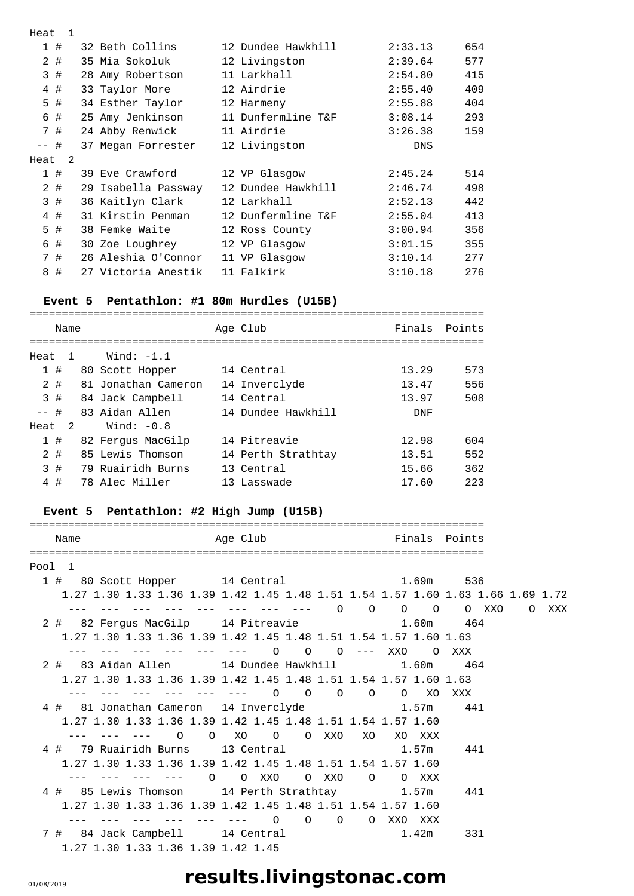Heat 1

| | | | | | |
|---|---|---|---|---|---|
| 1 # | 32 Beth Collins | 12 Dundee Hawkhill | 2:33.13 | 654 |
| 2 # | 35 Mia Sokoluk | 12 Livingston | 2:39.64 | 577 |
| 3 # | 28 Amy Robertson | 11 Larkhall | 2:54.80 | 415 |
| 4 # | 33 Taylor More | 12 Airdrie | 2:55.40 | 409 |
| 5 # | 34 Esther Taylor | 12 Harmeny | 2:55.88 | 404 |
| 6 # | 25 Amy Jenkinson | 11 Dunfermline T&F | 3:08.14 | 293 |
| 7 # | 24 Abby Renwick | 11 Airdrie | 3:26.38 | 159 |
| -- # | 37 Megan Forrester | 12 Livingston | DNS | |

Heat 2

| | | | | |
|---|---|---|---|---|
| 1 # | 39 Eve Crawford | 12 VP Glasgow | 2:45.24 | 514 |
| 2 # | 29 Isabella Passway | 12 Dundee Hawkhill | 2:46.74 | 498 |
| 3 # | 36 Kaitlyn Clark | 12 Larkhall | 2:52.13 | 442 |
| 4 # | 31 Kirstin Penman | 12 Dunfermline T&F | 2:55.04 | 413 |
| 5 # | 38 Femke Waite | 12 Ross County | 3:00.94 | 356 |
| 6 # | 30 Zoe Loughrey | 12 VP Glasgow | 3:01.15 | 355 |
| 7 # | 26 Aleshia O'Connor | 11 VP Glasgow | 3:10.14 | 277 |
| 8 # | 27 Victoria Anestik | 11 Falkirk | 3:10.18 | 276 |

**Event 5 Pentathlon: #1 80m Hurdles (U15B)**

| | Name | Age Club | Finals | Points |
|---|---|---|---|---|
| Heat 1 | Wind: -1.1 | | | |
| 1 # | 80 Scott Hopper | 14 Central | 13.29 | 573 |
| 2 # | 81 Jonathan Cameron | 14 Inverclyde | 13.47 | 556 |
| 3 # | 84 Jack Campbell | 14 Central | 13.97 | 508 |
| -- # | 83 Aidan Allen | 14 Dundee Hawkhill | DNF | |
| Heat 2 | Wind: -0.8 | | | |
| 1 # | 82 Fergus MacGilp | 14 Pitreavie | 12.98 | 604 |
| 2 # | 85 Lewis Thomson | 14 Perth Strathtay | 13.51 | 552 |
| 3 # | 79 Ruairidh Burns | 13 Central | 15.66 | 362 |
| 4 # | 78 Alec Miller | 13 Lasswade | 17.60 | 223 |

**Event 5 Pentathlon: #2 High Jump (U15B)**

```
==========================================================================
    Name                    Age Club                    Finals  Points
==========================================================================
Pool  1
  1 #   80 Scott Hopper       14 Central                1.69m     536
     1.27 1.30 1.33 1.36 1.39 1.42 1.45 1.48 1.51 1.54 1.57 1.60 1.63 1.66 1.69 1.72
      ---  ---  ---  ---  ---  ---  ---  ---    O    O    O    O    O  XXO    O  XXX
  2 #   82 Fergus MacGilp     14 Pitreavie              1.60m     464
     1.27 1.30 1.33 1.36 1.39 1.42 1.45 1.48 1.51 1.54 1.57 1.60 1.63
      ---  ---  ---  ---  ---  ---    O    O    O  ---  XXO    O  XXX
  2 #   83 Aidan Allen        14 Dundee Hawkhill        1.60m     464
     1.27 1.30 1.33 1.36 1.39 1.42 1.45 1.48 1.51 1.54 1.57 1.60 1.63
      ---  ---  ---  ---  ---  ---    O    O    O    O    O   XO  XXX
  4 #   81 Jonathan Cameron   14 Inverclyde             1.57m     441
     1.27 1.30 1.33 1.36 1.39 1.42 1.45 1.48 1.51 1.54 1.57 1.60
      ---  ---  ---    O    O   XO    O    O  XXO   XO   XO  XXX
  4 #   79 Ruairidh Burns     13 Central                1.57m     441
     1.27 1.30 1.33 1.36 1.39 1.42 1.45 1.48 1.51 1.54 1.57 1.60
      ---  ---  ---  ---    O    O  XXO    O  XXO    O    O  XXX
  4 #   85 Lewis Thomson      14 Perth Strathtay        1.57m     441
     1.27 1.30 1.33 1.36 1.39 1.42 1.45 1.48 1.51 1.54 1.57 1.60
      ---  ---  ---  ---  ---  ---    O    O    O    O  XXO  XXX
  7 #   84 Jack Campbell      14 Central                1.42m     331
     1.27 1.30 1.33 1.36 1.39 1.42 1.45
```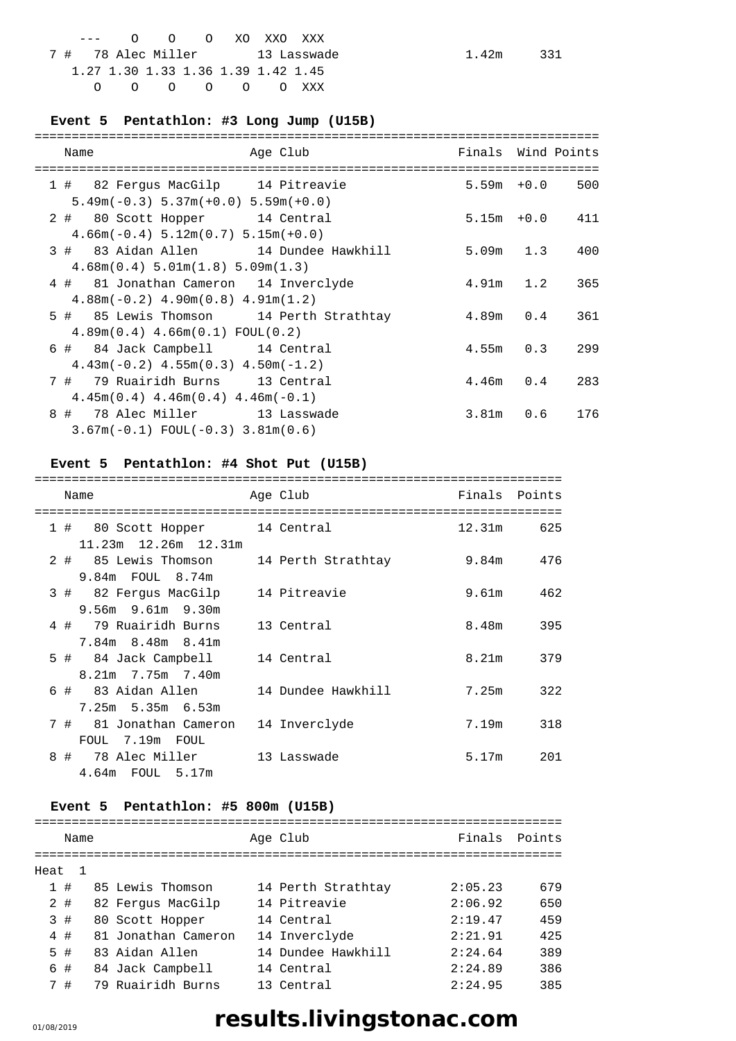```
     ---    O    O    O   XO  XXO  XXX
  7 #   78 Alec Miller        13 Lasswade                  1.42m     331
     1.27 1.30 1.33 1.36 1.39 1.42 1.45
        O    O    O    O    O    O  XXX
```

### Event 5 Pentathlon: #3 Long Jump (U15B)

| Place | Name | Age | Club | Finals | Wind | Points |
|---|---|---|---|---|---|---|
| 1 # | 82 Fergus MacGilp | 14 | Pitreavie | 5.59m | +0.0 | 500 |
| | 5.49m(-0.3) 5.37m(+0.0) 5.59m(+0.0) | | | | | |
| 2 # | 80 Scott Hopper | 14 | Central | 5.15m | +0.0 | 411 |
| | 4.66m(-0.4) 5.12m(0.7) 5.15m(+0.0) | | | | | |
| 3 # | 83 Aidan Allen | 14 | Dundee Hawkhill | 5.09m | 1.3 | 400 |
| | 4.68m(0.4) 5.01m(1.8) 5.09m(1.3) | | | | | |
| 4 # | 81 Jonathan Cameron | 14 | Inverclyde | 4.91m | 1.2 | 365 |
| | 4.88m(-0.2) 4.90m(0.8) 4.91m(1.2) | | | | | |
| 5 # | 85 Lewis Thomson | 14 | Perth Strathtay | 4.89m | 0.4 | 361 |
| | 4.89m(0.4) 4.66m(0.1) FOUL(0.2) | | | | | |
| 6 # | 84 Jack Campbell | 14 | Central | 4.55m | 0.3 | 299 |
| | 4.43m(-0.2) 4.55m(0.3) 4.50m(-1.2) | | | | | |
| 7 # | 79 Ruairidh Burns | 13 | Central | 4.46m | 0.4 | 283 |
| | 4.45m(0.4) 4.46m(0.4) 4.46m(-0.1) | | | | | |
| 8 # | 78 Alec Miller | 13 | Lasswade | 3.81m | 0.6 | 176 |
| | 3.67m(-0.1) FOUL(-0.3) 3.81m(0.6) | | | | | |

### Event 5 Pentathlon: #4 Shot Put (U15B)

| Place | Name | Age | Club | Finals | Points |
|---|---|---|---|---|---|
| 1 # | 80 Scott Hopper | 14 | Central | 12.31m | 625 |
| | 11.23m 12.26m 12.31m | | | | |
| 2 # | 85 Lewis Thomson | 14 | Perth Strathtay | 9.84m | 476 |
| | 9.84m FOUL 8.74m | | | | |
| 3 # | 82 Fergus MacGilp | 14 | Pitreavie | 9.61m | 462 |
| | 9.56m 9.61m 9.30m | | | | |
| 4 # | 79 Ruairidh Burns | 13 | Central | 8.48m | 395 |
| | 7.84m 8.48m 8.41m | | | | |
| 5 # | 84 Jack Campbell | 14 | Central | 8.21m | 379 |
| | 8.21m 7.75m 7.40m | | | | |
| 6 # | 83 Aidan Allen | 14 | Dundee Hawkhill | 7.25m | 322 |
| | 7.25m 5.35m 6.53m | | | | |
| 7 # | 81 Jonathan Cameron | 14 | Inverclyde | 7.19m | 318 |
| | FOUL 7.19m FOUL | | | | |
| 8 # | 78 Alec Miller | 13 | Lasswade | 5.17m | 201 |
| | 4.64m FOUL 5.17m | | | | |

### Event 5 Pentathlon: #5 800m (U15B)

Heat 1

| Place | Name | Age | Club | Finals | Points |
|---|---|---|---|---|---|
| 1 # | 85 Lewis Thomson | 14 | Perth Strathtay | 2:05.23 | 679 |
| 2 # | 82 Fergus MacGilp | 14 | Pitreavie | 2:06.92 | 650 |
| 3 # | 80 Scott Hopper | 14 | Central | 2:19.47 | 459 |
| 4 # | 81 Jonathan Cameron | 14 | Inverclyde | 2:21.91 | 425 |
| 5 # | 83 Aidan Allen | 14 | Dundee Hawkhill | 2:24.64 | 389 |
| 6 # | 84 Jack Campbell | 14 | Central | 2:24.89 | 386 |
| 7 # | 79 Ruairidh Burns | 13 | Central | 2:24.95 | 385 |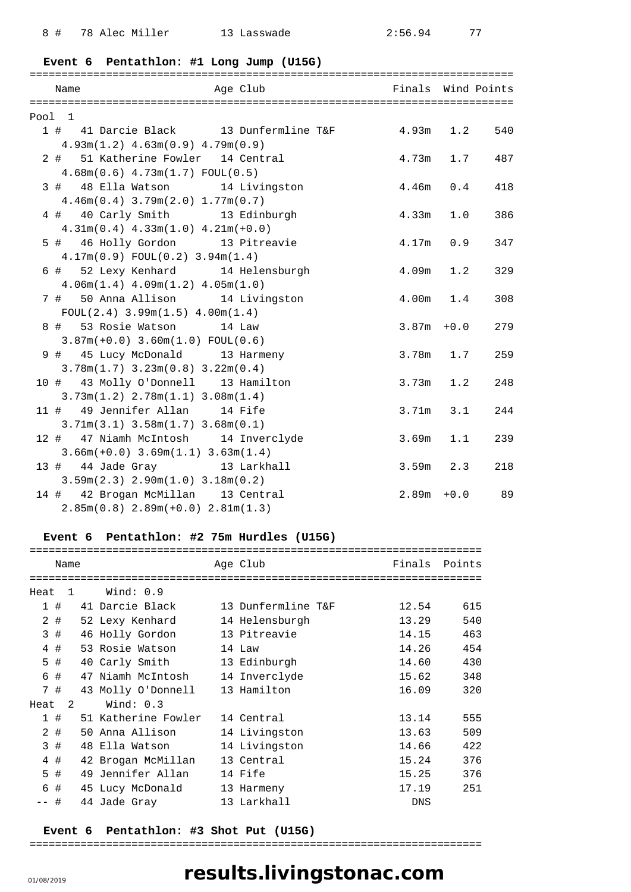| | | | | | |
|---|---|---|---|---|---|
| 8 # | 78 Alec Miller | 13 | Lasswade | 2:56.94 | 77 |

## Event 6 Pentathlon: #1 Long Jump (U15G)

Pool 1

| | Name | Age | Club | Finals | Wind | Points |
|---|---|---|---|---|---|---|
| 1 # | 41 Darcie Black | 13 | Dunfermline T&F | 4.93m | 1.2 | 540 |
| | 4.93m(1.2) 4.63m(0.9) 4.79m(0.9) | | | | | |
| 2 # | 51 Katherine Fowler | 14 | Central | 4.73m | 1.7 | 487 |
| | 4.68m(0.6) 4.73m(1.7) FOUL(0.5) | | | | | |
| 3 # | 48 Ella Watson | 14 | Livingston | 4.46m | 0.4 | 418 |
| | 4.46m(0.4) 3.79m(2.0) 1.77m(0.7) | | | | | |
| 4 # | 40 Carly Smith | 13 | Edinburgh | 4.33m | 1.0 | 386 |
| | 4.31m(0.4) 4.33m(1.0) 4.21m(+0.0) | | | | | |
| 5 # | 46 Holly Gordon | 13 | Pitreavie | 4.17m | 0.9 | 347 |
| | 4.17m(0.9) FOUL(0.2) 3.94m(1.4) | | | | | |
| 6 # | 52 Lexy Kenhard | 14 | Helensburgh | 4.09m | 1.2 | 329 |
| | 4.06m(1.4) 4.09m(1.2) 4.05m(1.0) | | | | | |
| 7 # | 50 Anna Allison | 14 | Livingston | 4.00m | 1.4 | 308 |
| | FOUL(2.4) 3.99m(1.5) 4.00m(1.4) | | | | | |
| 8 # | 53 Rosie Watson | 14 | Law | 3.87m | +0.0 | 279 |
| | 3.87m(+0.0) 3.60m(1.0) FOUL(0.6) | | | | | |
| 9 # | 45 Lucy McDonald | 13 | Harmeny | 3.78m | 1.7 | 259 |
| | 3.78m(1.7) 3.23m(0.8) 3.22m(0.4) | | | | | |
| 10 # | 43 Molly O'Donnell | 13 | Hamilton | 3.73m | 1.2 | 248 |
| | 3.73m(1.2) 2.78m(1.1) 3.08m(1.4) | | | | | |
| 11 # | 49 Jennifer Allan | 14 | Fife | 3.71m | 3.1 | 244 |
| | 3.71m(3.1) 3.58m(1.7) 3.68m(0.1) | | | | | |
| 12 # | 47 Niamh McIntosh | 14 | Inverclyde | 3.69m | 1.1 | 239 |
| | 3.66m(+0.0) 3.69m(1.1) 3.63m(1.4) | | | | | |
| 13 # | 44 Jade Gray | 13 | Larkhall | 3.59m | 2.3 | 218 |
| | 3.59m(2.3) 2.90m(1.0) 3.18m(0.2) | | | | | |
| 14 # | 42 Brogan McMillan | 13 | Central | 2.89m | +0.0 | 89 |
| | 2.85m(0.8) 2.89m(+0.0) 2.81m(1.3) | | | | | |

## Event 6 Pentathlon: #2 75m Hurdles (U15G)

Heat 1 Wind: 0.9

| | Name | Age | Club | Finals | Points |
|---|---|---|---|---|---|
| 1 # | 41 Darcie Black | 13 | Dunfermline T&F | 12.54 | 615 |
| 2 # | 52 Lexy Kenhard | 14 | Helensburgh | 13.29 | 540 |
| 3 # | 46 Holly Gordon | 13 | Pitreavie | 14.15 | 463 |
| 4 # | 53 Rosie Watson | 14 | Law | 14.26 | 454 |
| 5 # | 40 Carly Smith | 13 | Edinburgh | 14.60 | 430 |
| 6 # | 47 Niamh McIntosh | 14 | Inverclyde | 15.62 | 348 |
| 7 # | 43 Molly O'Donnell | 13 | Hamilton | 16.09 | 320 |

Heat 2 Wind: 0.3

| | Name | Age | Club | Finals | Points |
|---|---|---|---|---|---|
| 1 # | 51 Katherine Fowler | 14 | Central | 13.14 | 555 |
| 2 # | 50 Anna Allison | 14 | Livingston | 13.63 | 509 |
| 3 # | 48 Ella Watson | 14 | Livingston | 14.66 | 422 |
| 4 # | 42 Brogan McMillan | 13 | Central | 15.24 | 376 |
| 5 # | 49 Jennifer Allan | 14 | Fife | 15.25 | 376 |
| 6 # | 45 Lucy McDonald | 13 | Harmeny | 17.19 | 251 |
| -- # | 44 Jade Gray | 13 | Larkhall | DNS | |

## Event 6 Pentathlon: #3 Shot Put (U15G)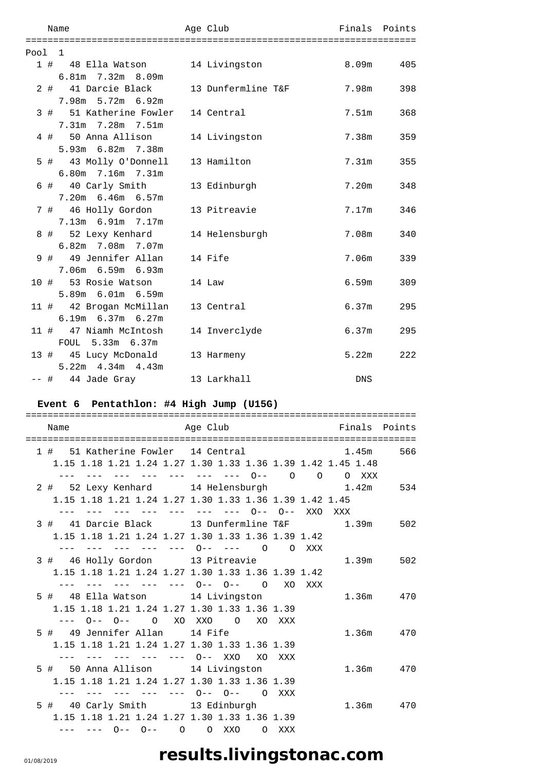| Name | Age | Club | Finals | Points |
|---|---|---|---|---|
| **Pool 1** | | | | |
| 1 # 48 Ella Watson | 14 | Livingston | 8.09m | 405 |
| 6.81m 7.32m 8.09m | | | | |
| 2 # 41 Darcie Black | 13 | Dunfermline T&F | 7.98m | 398 |
| 7.98m 5.72m 6.92m | | | | |
| 3 # 51 Katherine Fowler | 14 | Central | 7.51m | 368 |
| 7.31m 7.28m 7.51m | | | | |
| 4 # 50 Anna Allison | 14 | Livingston | 7.38m | 359 |
| 5.93m 6.82m 7.38m | | | | |
| 5 # 43 Molly O'Donnell | 13 | Hamilton | 7.31m | 355 |
| 6.80m 7.16m 7.31m | | | | |
| 6 # 40 Carly Smith | 13 | Edinburgh | 7.20m | 348 |
| 7.20m 6.46m 6.57m | | | | |
| 7 # 46 Holly Gordon | 13 | Pitreavie | 7.17m | 346 |
| 7.13m 6.91m 7.17m | | | | |
| 8 # 52 Lexy Kenhard | 14 | Helensburgh | 7.08m | 340 |
| 6.82m 7.08m 7.07m | | | | |
| 9 # 49 Jennifer Allan | 14 | Fife | 7.06m | 339 |
| 7.06m 6.59m 6.93m | | | | |
| 10 # 53 Rosie Watson | 14 | Law | 6.59m | 309 |
| 5.89m 6.01m 6.59m | | | | |
| 11 # 42 Brogan McMillan | 13 | Central | 6.37m | 295 |
| 6.19m 6.37m 6.27m | | | | |
| 11 # 47 Niamh McIntosh | 14 | Inverclyde | 6.37m | 295 |
| FOUL 5.33m 6.37m | | | | |
| 13 # 45 Lucy McDonald | 13 | Harmeny | 5.22m | 222 |
| 5.22m 4.34m 4.43m | | | | |
| -- # 44 Jade Gray | 13 | Larkhall | DNS | |

## Event 6 Pentathlon: #4 High Jump (U15G)

| Name | Age | Club | Finals | Points |
|---|---|---|---|---|
| 1 # 51 Katherine Fowler | 14 | Central | 1.45m | 566 |
| 1.15 1.18 1.21 1.24 1.27 1.30 1.33 1.36 1.39 1.42 1.45 1.48 | | | | |
| --- --- --- --- --- --- --- O-- O O O XXX | | | | |
| 2 # 52 Lexy Kenhard | 14 | Helensburgh | 1.42m | 534 |
| 1.15 1.18 1.21 1.24 1.27 1.30 1.33 1.36 1.39 1.42 1.45 | | | | |
| --- --- --- --- --- --- --- O-- O-- XXO XXX | | | | |
| 3 # 41 Darcie Black | 13 | Dunfermline T&F | 1.39m | 502 |
| 1.15 1.18 1.21 1.24 1.27 1.30 1.33 1.36 1.39 1.42 | | | | |
| --- --- --- --- --- O-- --- O O XXX | | | | |
| 3 # 46 Holly Gordon | 13 | Pitreavie | 1.39m | 502 |
| 1.15 1.18 1.21 1.24 1.27 1.30 1.33 1.36 1.39 1.42 | | | | |
| --- --- --- --- --- O-- O-- O XO XXX | | | | |
| 5 # 48 Ella Watson | 14 | Livingston | 1.36m | 470 |
| 1.15 1.18 1.21 1.24 1.27 1.30 1.33 1.36 1.39 | | | | |
| --- O-- O-- O XO XXO O XO XXX | | | | |
| 5 # 49 Jennifer Allan | 14 | Fife | 1.36m | 470 |
| 1.15 1.18 1.21 1.24 1.27 1.30 1.33 1.36 1.39 | | | | |
| --- --- --- --- --- O-- XXO XO XXX | | | | |
| 5 # 50 Anna Allison | 14 | Livingston | 1.36m | 470 |
| 1.15 1.18 1.21 1.24 1.27 1.30 1.33 1.36 1.39 | | | | |
| --- --- --- --- --- O-- O-- O XXX | | | | |
| 5 # 40 Carly Smith | 13 | Edinburgh | 1.36m | 470 |
| 1.15 1.18 1.21 1.24 1.27 1.30 1.33 1.36 1.39 | | | | |
| --- --- O-- O-- O O XXO O XXX | | | | |

01/08/2019 **results.livingstonac.com**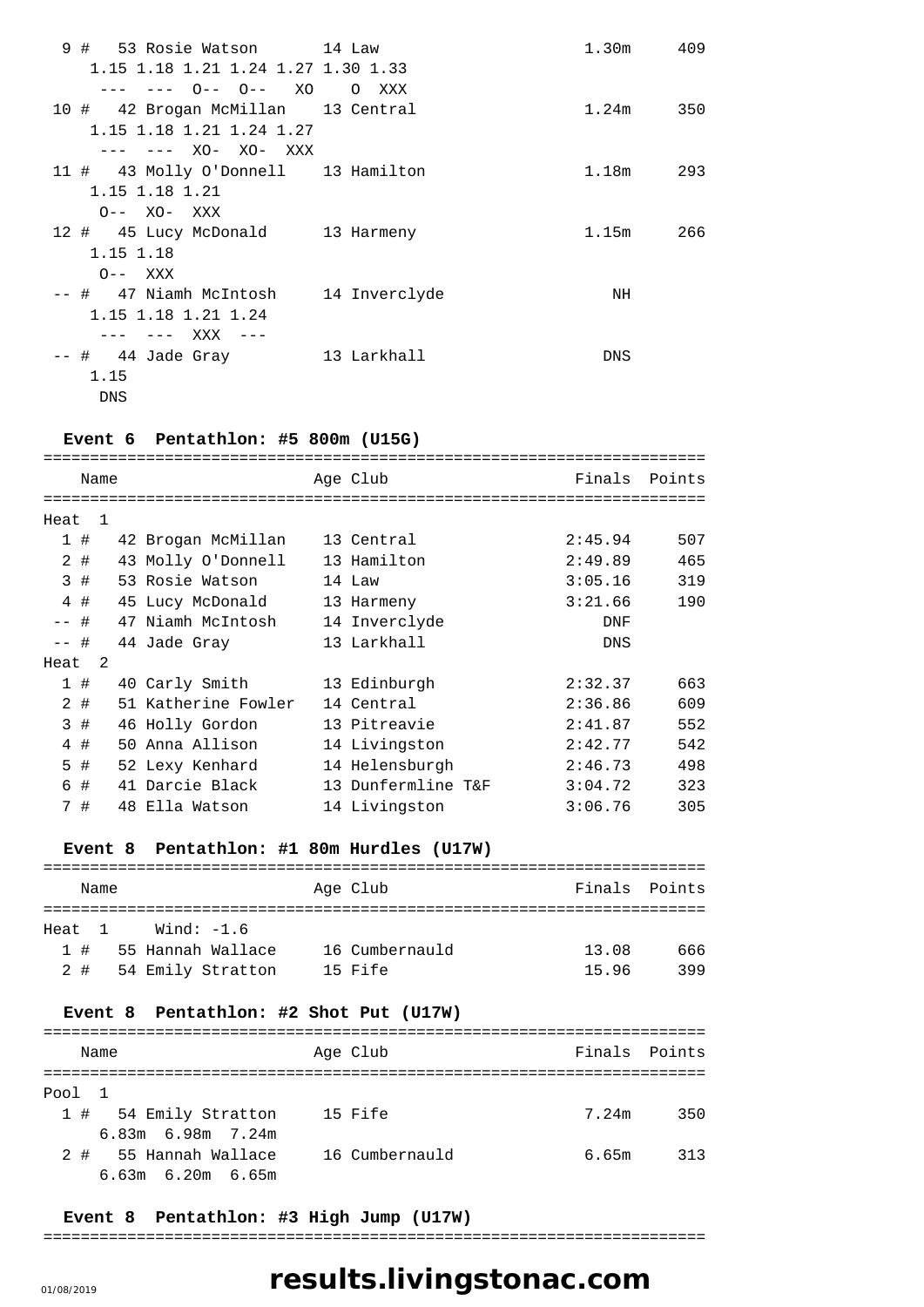```
  9 #   53 Rosie Watson        14 Law                        1.30m     409
     1.15 1.18 1.21 1.24 1.27 1.30 1.33
      ---  ---  O--  O--   XO    O  XXX
 10 #   42 Brogan McMillan    13 Central                     1.24m     350
     1.15 1.18 1.21 1.24 1.27
      ---  ---  XO-  XO-  XXX
 11 #   43 Molly O'Donnell    13 Hamilton                    1.18m     293
     1.15 1.18 1.21
      O--  XO-  XXX
 12 #   45 Lucy McDonald      13 Harmeny                     1.15m     266
     1.15 1.18
      O--  XXX
 -- #   47 Niamh McIntosh     14 Inverclyde                     NH
     1.15 1.18 1.21 1.24
      ---  ---  XXX  ---
 -- #   44 Jade Gray          13 Larkhall                      DNS
     1.15
      DNS
```

### Event 6 Pentathlon: #5 800m (U15G)

```
=======================================================================
    Name                      Age Club                  Finals  Points
=======================================================================
Heat  1
  1 #   42 Brogan McMillan    13 Central               2:45.94     507
  2 #   43 Molly O'Donnell    13 Hamilton              2:49.89     465
  3 #   53 Rosie Watson       14 Law                   3:05.16     319
  4 #   45 Lucy McDonald      13 Harmeny               3:21.66     190
 -- #   47 Niamh McIntosh     14 Inverclyde                DNF
 -- #   44 Jade Gray          13 Larkhall                  DNS
Heat  2
  1 #   40 Carly Smith        13 Edinburgh             2:32.37     663
  2 #   51 Katherine Fowler   14 Central               2:36.86     609
  3 #   46 Holly Gordon       13 Pitreavie             2:41.87     552
  4 #   50 Anna Allison       14 Livingston            2:42.77     542
  5 #   52 Lexy Kenhard       14 Helensburgh           2:46.73     498
  6 #   41 Darcie Black       13 Dunfermline T&F       3:04.72     323
  7 #   48 Ella Watson        14 Livingston            3:06.76     305
```

### Event 8 Pentathlon: #1 80m Hurdles (U17W)

```
=======================================================================
    Name                      Age Club                  Finals  Points
=======================================================================
Heat  1     Wind: -1.6
  1 #   55 Hannah Wallace     16 Cumbernauld             13.08     666
  2 #   54 Emily Stratton     15 Fife                    15.96     399
```

### Event 8 Pentathlon: #2 Shot Put (U17W)

```
=======================================================================
    Name                      Age Club                  Finals  Points
=======================================================================
Pool  1
  1 #   54 Emily Stratton     15 Fife                    7.24m     350
      6.83m  6.98m  7.24m
  2 #   55 Hannah Wallace     16 Cumbernauld             6.65m     313
      6.63m  6.20m  6.65m
```

### Event 8 Pentathlon: #3 High Jump (U17W)

```
=======================================================================
```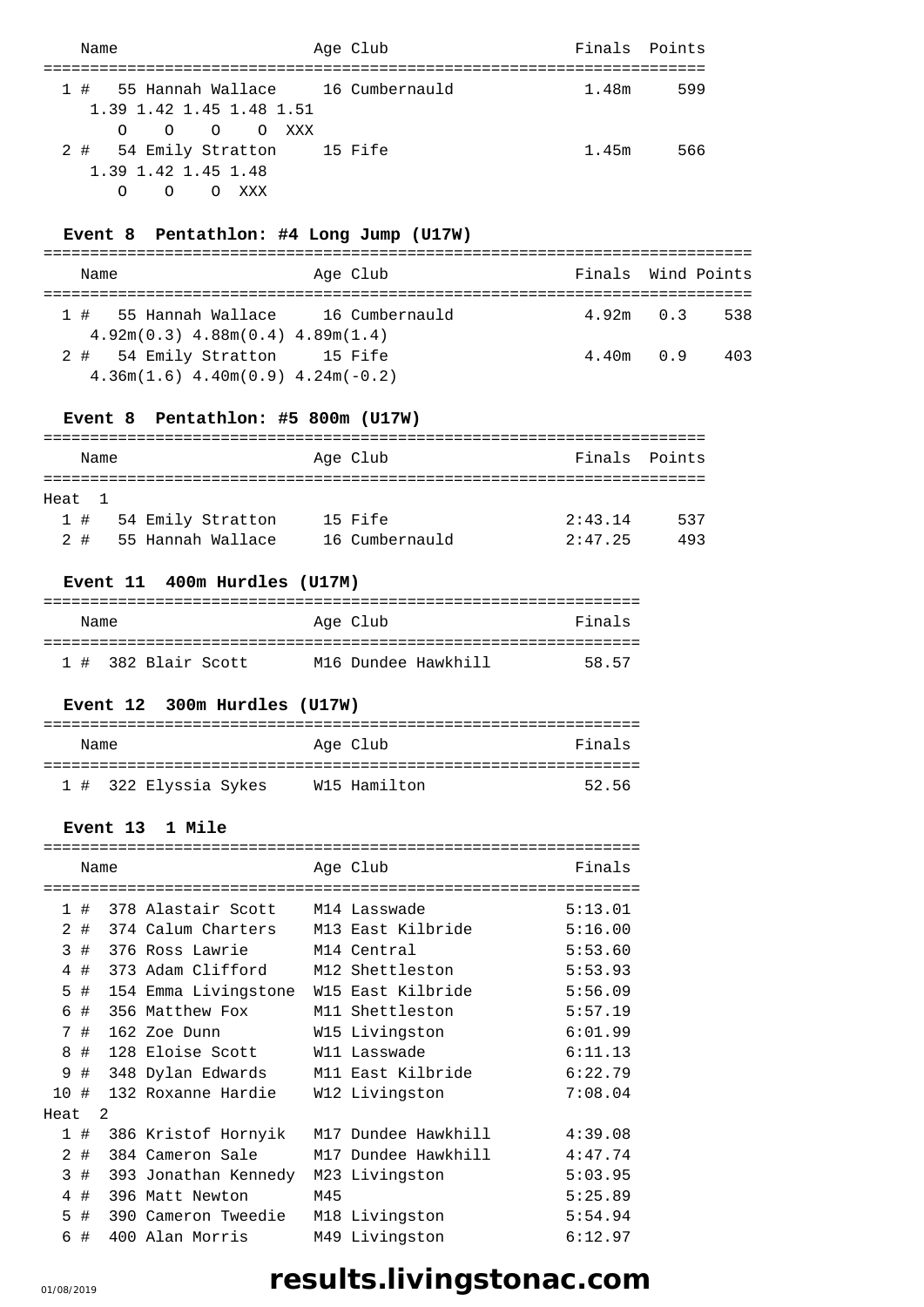| Name | Age | Club | Finals | Points |
|---|---|---|---|---|
| 1 # 55 Hannah Wallace | 16 | Cumbernauld | 1.48m | 599 |
| 1.39 1.42 1.45 1.48 1.51 | | | | |
| O O O O XXX | | | | |
| 2 # 54 Emily Stratton | 15 | Fife | 1.45m | 566 |
| 1.39 1.42 1.45 1.48 | | | | |
| O O O XXX | | | | |

### Event 8 Pentathlon: #4 Long Jump (U17W)

| Name | Age | Club | Finals | Wind | Points |
|---|---|---|---|---|---|
| 1 # 55 Hannah Wallace | 16 | Cumbernauld | 4.92m | 0.3 | 538 |
| 4.92m(0.3) 4.88m(0.4) 4.89m(1.4) | | | | | |
| 2 # 54 Emily Stratton | 15 | Fife | 4.40m | 0.9 | 403 |
| 4.36m(1.6) 4.40m(0.9) 4.24m(-0.2) | | | | | |

### Event 8 Pentathlon: #5 800m (U17W)

| Name | Age | Club | Finals | Points |
|---|---|---|---|---|
| Heat 1 | | | | |
| 1 # 54 Emily Stratton | 15 | Fife | 2:43.14 | 537 |
| 2 # 55 Hannah Wallace | 16 | Cumbernauld | 2:47.25 | 493 |

### Event 11 400m Hurdles (U17M)

| Name | Age | Club | Finals |
|---|---|---|---|
| 1 # 382 Blair Scott | M16 | Dundee Hawkhill | 58.57 |

### Event 12 300m Hurdles (U17W)

| Name | Age | Club | Finals |
|---|---|---|---|
| 1 # 322 Elyssia Sykes | W15 | Hamilton | 52.56 |

### Event 13 1 Mile

| Name | Age | Club | Finals |
|---|---|---|---|
| 1 # 378 Alastair Scott | M14 | Lasswade | 5:13.01 |
| 2 # 374 Calum Charters | M13 | East Kilbride | 5:16.00 |
| 3 # 376 Ross Lawrie | M14 | Central | 5:53.60 |
| 4 # 373 Adam Clifford | M12 | Shettleston | 5:53.93 |
| 5 # 154 Emma Livingstone | W15 | East Kilbride | 5:56.09 |
| 6 # 356 Matthew Fox | M11 | Shettleston | 5:57.19 |
| 7 # 162 Zoe Dunn | W15 | Livingston | 6:01.99 |
| 8 # 128 Eloise Scott | W11 | Lasswade | 6:11.13 |
| 9 # 348 Dylan Edwards | M11 | East Kilbride | 6:22.79 |
| 10 # 132 Roxanne Hardie | W12 | Livingston | 7:08.04 |
| Heat 2 | | | |
| 1 # 386 Kristof Hornyik | M17 | Dundee Hawkhill | 4:39.08 |
| 2 # 384 Cameron Sale | M17 | Dundee Hawkhill | 4:47.74 |
| 3 # 393 Jonathan Kennedy | M23 | Livingston | 5:03.95 |
| 4 # 396 Matt Newton | M45 | | 5:25.89 |
| 5 # 390 Cameron Tweedie | M18 | Livingston | 5:54.94 |
| 6 # 400 Alan Morris | M49 | Livingston | 6:12.97 |